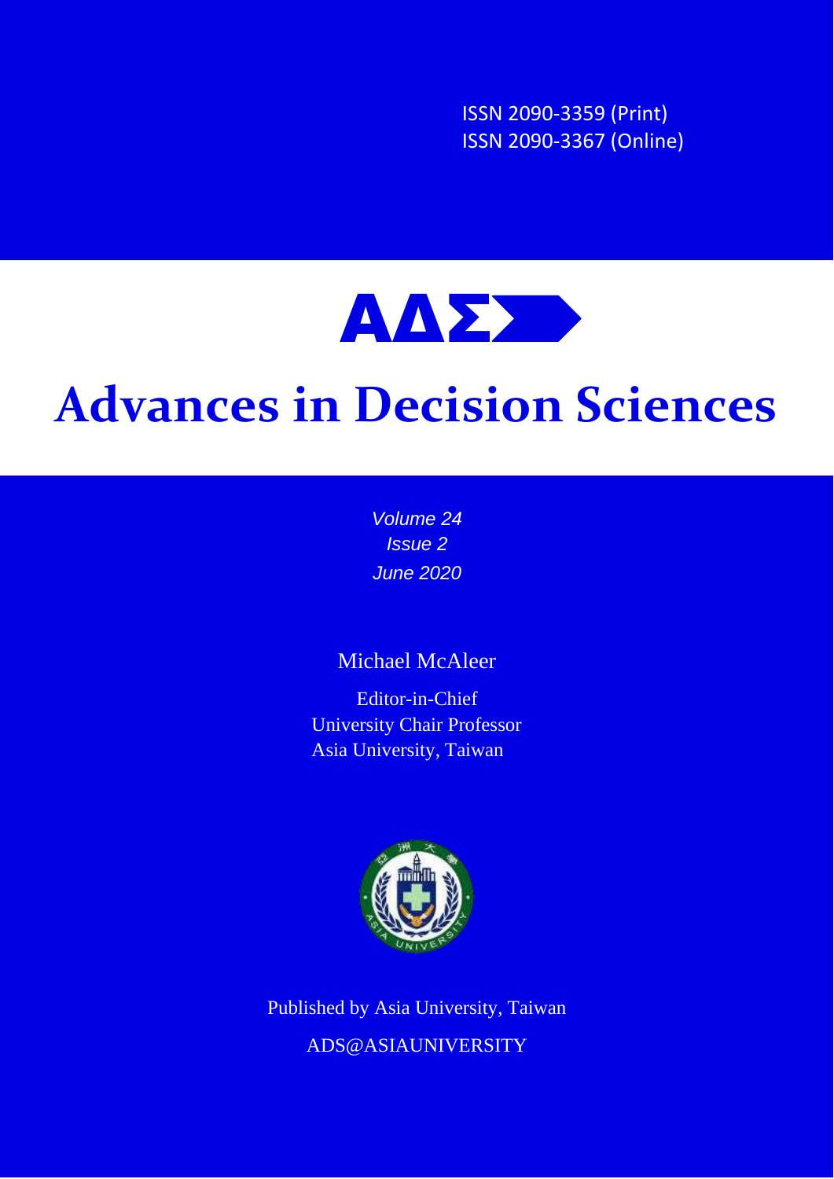ISSN 2090-3359 (Print)
ISSN 2090-3367 (Online)

ΑΔΣ

# Advances in Decision Sciences

*Volume 24*
*Issue 2*
*June 2020*

Michael McAleer

Editor-in-Chief
University Chair Professor
Asia University, Taiwan

Published by Asia University, Taiwan

ADS@ASIAUNIVERSITY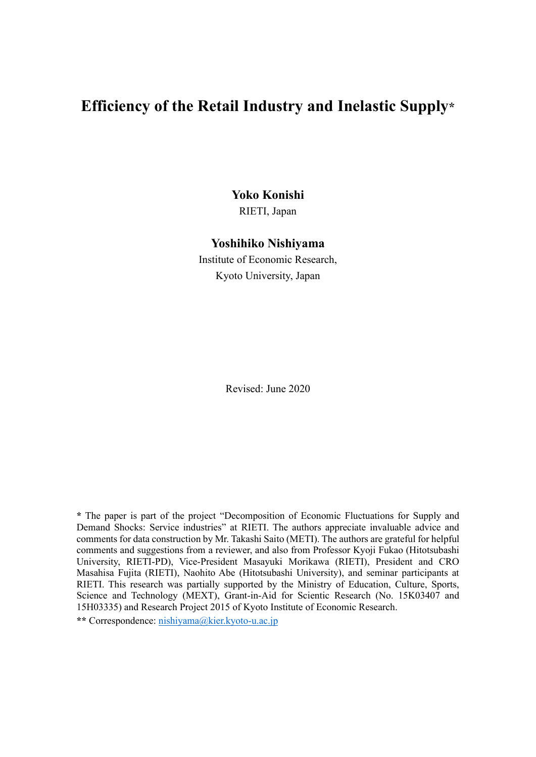# Efficiency of the Retail Industry and Inelastic Supply*

**Yoko Konishi**

RIETI, Japan

**Yoshihiko Nishiyama**

Institute of Economic Research,

Kyoto University, Japan

Revised: June 2020

**\*** The paper is part of the project "Decomposition of Economic Fluctuations for Supply and Demand Shocks: Service industries" at RIETI. The authors appreciate invaluable advice and comments for data construction by Mr. Takashi Saito (METI). The authors are grateful for helpful comments and suggestions from a reviewer, and also from Professor Kyoji Fukao (Hitotsubashi University, RIETI-PD), Vice-President Masayuki Morikawa (RIETI), President and CRO Masahisa Fujita (RIETI), Naohito Abe (Hitotsubashi University), and seminar participants at RIETI. This research was partially supported by the Ministry of Education, Culture, Sports, Science and Technology (MEXT), Grant-in-Aid for Scientific Research (No. 15K03407 and 15H03335) and Research Project 2015 of Kyoto Institute of Economic Research.

**\*\*** Correspondence: nishiyama@kier.kyoto-u.ac.jp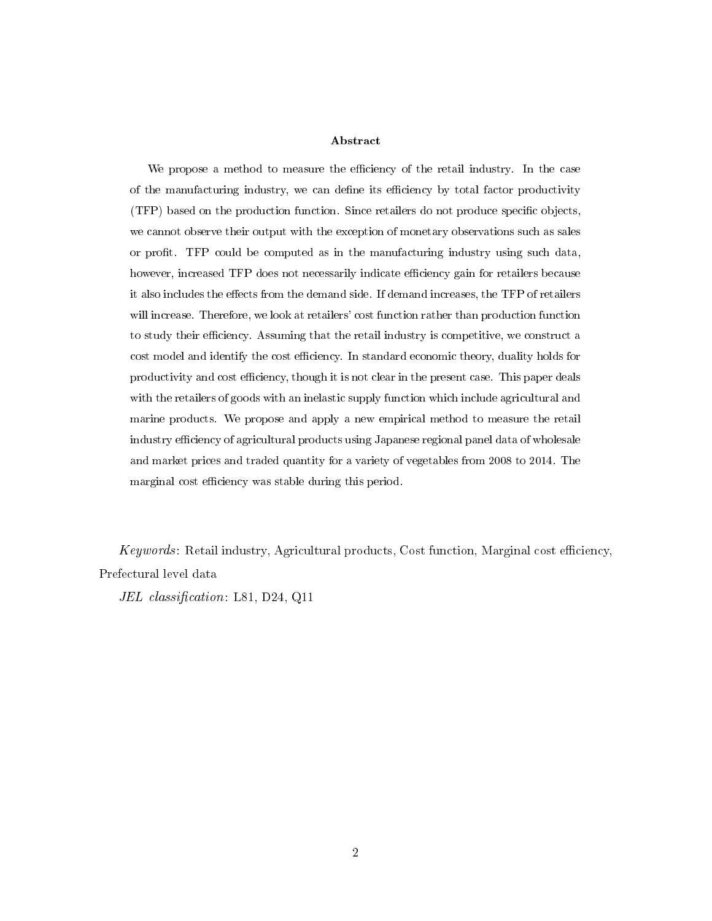## Abstract

We propose a method to measure the efficiency of the retail industry. In the case of the manufacturing industry, we can define its efficiency by total factor productivity (TFP) based on the production function. Since retailers do not produce specific objects, we cannot observe their output with the exception of monetary observations such as sales or profit. TFP could be computed as in the manufacturing industry using such data, however, increased TFP does not necessarily indicate efficiency gain for retailers because it also includes the effects from the demand side. If demand increases, the TFP of retailers will increase. Therefore, we look at retailers' cost function rather than production function to study their efficiency. Assuming that the retail industry is competitive, we construct a cost model and identify the cost efficiency. In standard economic theory, duality holds for productivity and cost efficiency, though it is not clear in the present case. This paper deals with the retailers of goods with an inelastic supply function which include agricultural and marine products. We propose and apply a new empirical method to measure the retail industry efficiency of agricultural products using Japanese regional panel data of wholesale and market prices and traded quantity for a variety of vegetables from 2008 to 2014. The marginal cost efficiency was stable during this period.

*Keywords*: Retail industry, Agricultural products, Cost function, Marginal cost efficiency, Prefectural level data

*JEL classification*: L81, D24, Q11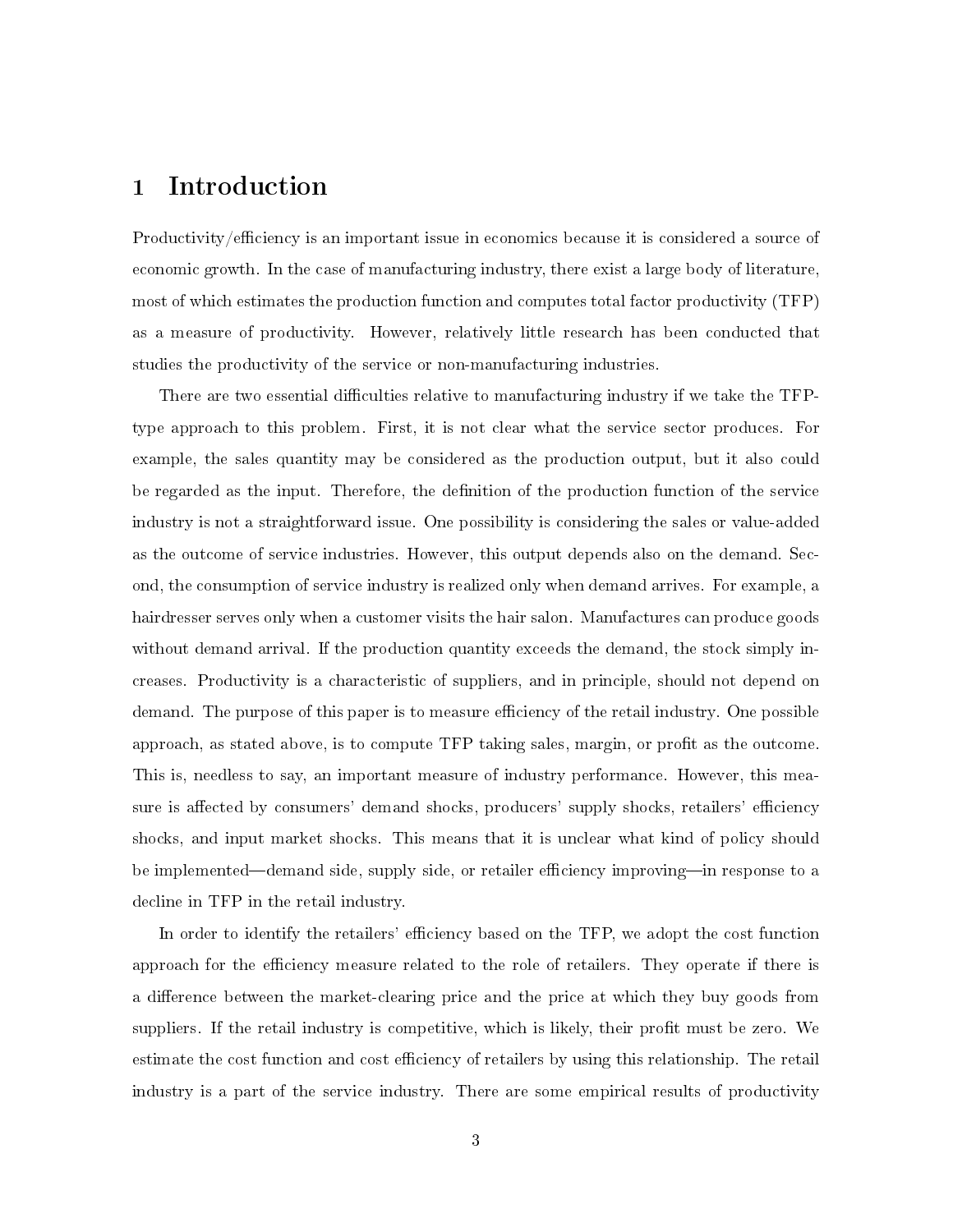# 1 Introduction

Productivity/efficiency is an important issue in economics because it is considered a source of economic growth. In the case of manufacturing industry, there exist a large body of literature, most of which estimates the production function and computes total factor productivity (TFP) as a measure of productivity. However, relatively little research has been conducted that studies the productivity of the service or non-manufacturing industries.

There are two essential difficulties relative to manufacturing industry if we take the TFP-type approach to this problem. First, it is not clear what the service sector produces. For example, the sales quantity may be considered as the production output, but it also could be regarded as the input. Therefore, the definition of the production function of the service industry is not a straightforward issue. One possibility is considering the sales or value-added as the outcome of service industries. However, this output depends also on the demand. Second, the consumption of service industry is realized only when demand arrives. For example, a hairdresser serves only when a customer visits the hair salon. Manufactures can produce goods without demand arrival. If the production quantity exceeds the demand, the stock simply increases. Productivity is a characteristic of suppliers, and in principle, should not depend on demand. The purpose of this paper is to measure efficiency of the retail industry. One possible approach, as stated above, is to compute TFP taking sales, margin, or profit as the outcome. This is, needless to say, an important measure of industry performance. However, this measure is affected by consumers' demand shocks, producers' supply shocks, retailers' efficiency shocks, and input market shocks. This means that it is unclear what kind of policy should be implemented—demand side, supply side, or retailer efficiency improving—in response to a decline in TFP in the retail industry.

In order to identify the retailers' efficiency based on the TFP, we adopt the cost function approach for the efficiency measure related to the role of retailers. They operate if there is a difference between the market-clearing price and the price at which they buy goods from suppliers. If the retail industry is competitive, which is likely, their profit must be zero. We estimate the cost function and cost efficiency of retailers by using this relationship. The retail industry is a part of the service industry. There are some empirical results of productivity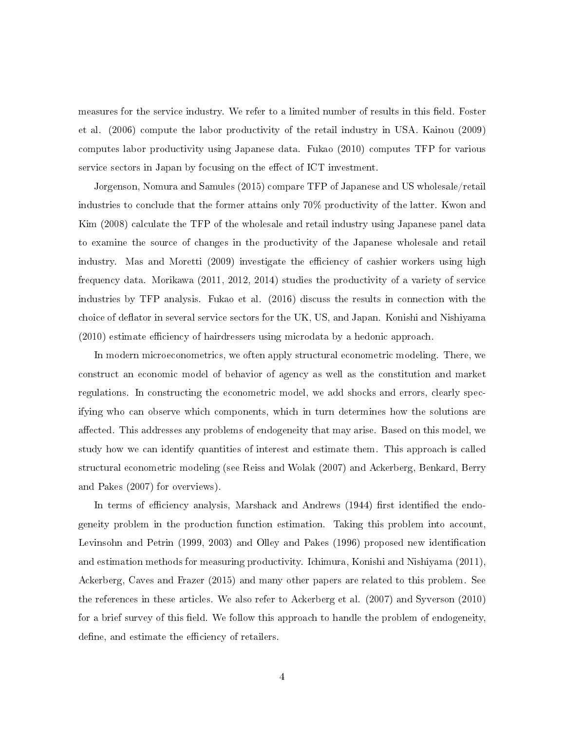measures for the service industry. We refer to a limited number of results in this field. Foster et al. (2006) compute the labor productivity of the retail industry in USA. Kainou (2009) computes labor productivity using Japanese data. Fukao (2010) computes TFP for various service sectors in Japan by focusing on the effect of ICT investment.

Jorgenson, Nomura and Samules (2015) compare TFP of Japanese and US wholesale/retail industries to conclude that the former attains only 70% productivity of the latter. Kwon and Kim (2008) calculate the TFP of the wholesale and retail industry using Japanese panel data to examine the source of changes in the productivity of the Japanese wholesale and retail industry. Mas and Moretti (2009) investigate the efficiency of cashier workers using high frequency data. Morikawa (2011, 2012, 2014) studies the productivity of a variety of service industries by TFP analysis. Fukao et al. (2016) discuss the results in connection with the choice of deflator in several service sectors for the UK, US, and Japan. Konishi and Nishiyama (2010) estimate efficiency of hairdressers using microdata by a hedonic approach.

In modern microeconometrics, we often apply structural econometric modeling. There, we construct an economic model of behavior of agency as well as the constitution and market regulations. In constructing the econometric model, we add shocks and errors, clearly specifying who can observe which components, which in turn determines how the solutions are affected. This addresses any problems of endogeneity that may arise. Based on this model, we study how we can identify quantities of interest and estimate them. This approach is called structural econometric modeling (see Reiss and Wolak (2007) and Ackerberg, Benkard, Berry and Pakes (2007) for overviews).

In terms of efficiency analysis, Marshack and Andrews (1944) first identified the endogeneity problem in the production function estimation. Taking this problem into account, Levinsohn and Petrin (1999, 2003) and Olley and Pakes (1996) proposed new identification and estimation methods for measuring productivity. Ichimura, Konishi and Nishiyama (2011), Ackerberg, Caves and Frazer (2015) and many other papers are related to this problem. See the references in these articles. We also refer to Ackerberg et al. (2007) and Syverson (2010) for a brief survey of this field. We follow this approach to handle the problem of endogeneity, define, and estimate the efficiency of retailers.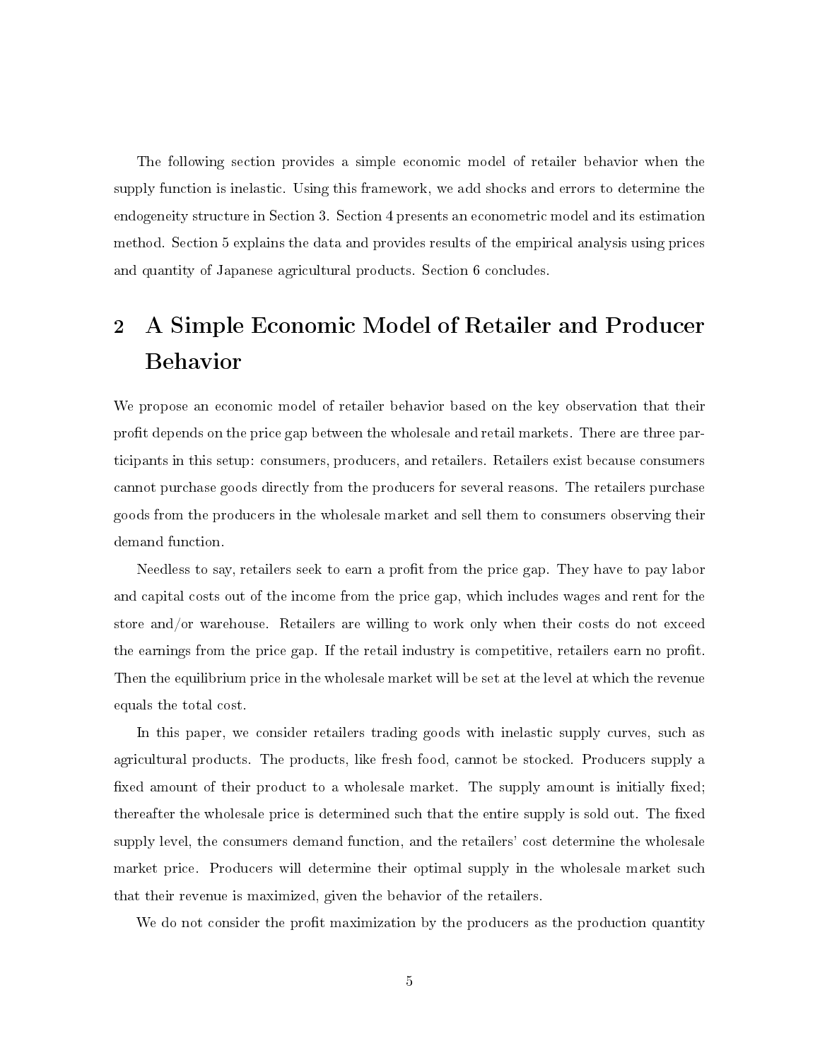The following section provides a simple economic model of retailer behavior when the supply function is inelastic. Using this framework, we add shocks and errors to determine the endogeneity structure in Section 3. Section 4 presents an econometric model and its estimation method. Section 5 explains the data and provides results of the empirical analysis using prices and quantity of Japanese agricultural products. Section 6 concludes.

## 2 A Simple Economic Model of Retailer and Producer Behavior

We propose an economic model of retailer behavior based on the key observation that their profit depends on the price gap between the wholesale and retail markets. There are three participants in this setup: consumers, producers, and retailers. Retailers exist because consumers cannot purchase goods directly from the producers for several reasons. The retailers purchase goods from the producers in the wholesale market and sell them to consumers observing their demand function.

Needless to say, retailers seek to earn a profit from the price gap. They have to pay labor and capital costs out of the income from the price gap, which includes wages and rent for the store and/or warehouse. Retailers are willing to work only when their costs do not exceed the earnings from the price gap. If the retail industry is competitive, retailers earn no profit. Then the equilibrium price in the wholesale market will be set at the level at which the revenue equals the total cost.

In this paper, we consider retailers trading goods with inelastic supply curves, such as agricultural products. The products, like fresh food, cannot be stocked. Producers supply a fixed amount of their product to a wholesale market. The supply amount is initially fixed; thereafter the wholesale price is determined such that the entire supply is sold out. The fixed supply level, the consumers demand function, and the retailers' cost determine the wholesale market price. Producers will determine their optimal supply in the wholesale market such that their revenue is maximized, given the behavior of the retailers.

We do not consider the profit maximization by the producers as the production quantity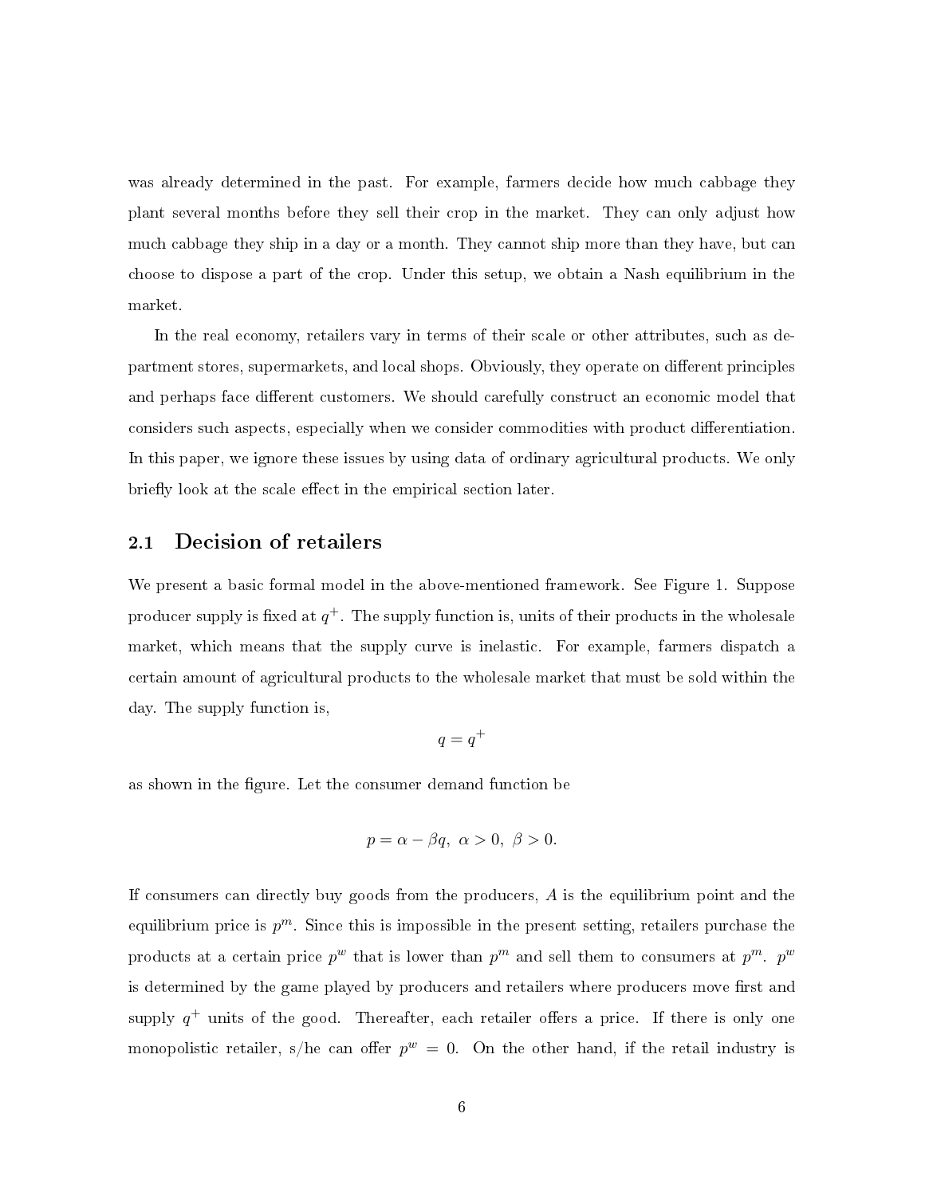was already determined in the past. For example, farmers decide how much cabbage they plant several months before they sell their crop in the market. They can only adjust how much cabbage they ship in a day or a month. They cannot ship more than they have, but can choose to dispose a part of the crop. Under this setup, we obtain a Nash equilibrium in the market.

In the real economy, retailers vary in terms of their scale or other attributes, such as department stores, supermarkets, and local shops. Obviously, they operate on different principles and perhaps face different customers. We should carefully construct an economic model that considers such aspects, especially when we consider commodities with product differentiation. In this paper, we ignore these issues by using data of ordinary agricultural products. We only briefly look at the scale effect in the empirical section later.

## 2.1 Decision of retailers

We present a basic formal model in the above-mentioned framework. See Figure 1. Suppose producer supply is fixed at $q^+$. The supply function is, units of their products in the wholesale market, which means that the supply curve is inelastic. For example, farmers dispatch a certain amount of agricultural products to the wholesale market that must be sold within the day. The supply function is,

$$q = q^+$$

as shown in the figure. Let the consumer demand function be

$$p = \alpha - \beta q, \ \alpha > 0, \ \beta > 0.$$

If consumers can directly buy goods from the producers, $A$ is the equilibrium point and the equilibrium price is $p^m$. Since this is impossible in the present setting, retailers purchase the products at a certain price $p^w$ that is lower than $p^m$ and sell them to consumers at $p^m$. $p^w$ is determined by the game played by producers and retailers where producers move first and supply $q^+$ units of the good. Thereafter, each retailer offers a price. If there is only one monopolistic retailer, s/he can offer $p^w = 0$. On the other hand, if the retail industry is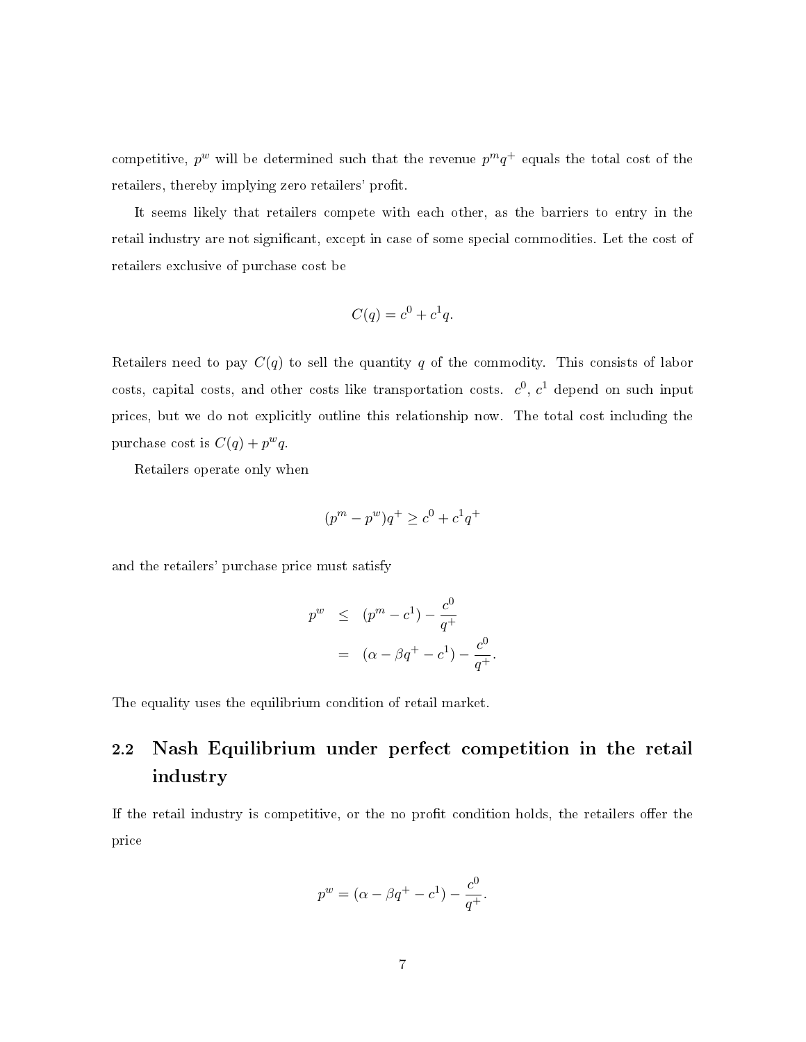competitive, $p^w$ will be determined such that the revenue $p^m q^+$ equals the total cost of the retailers, thereby implying zero retailers' profit.

It seems likely that retailers compete with each other, as the barriers to entry in the retail industry are not significant, except in case of some special commodities. Let the cost of retailers exclusive of purchase cost be

$$C(q) = c^0 + c^1 q.$$

Retailers need to pay $C(q)$ to sell the quantity $q$ of the commodity. This consists of labor costs, capital costs, and other costs like transportation costs. $c^0$, $c^1$ depend on such input prices, but we do not explicitly outline this relationship now. The total cost including the purchase cost is $C(q) + p^w q$.

Retailers operate only when

$$(p^m - p^w)q^+ \geq c^0 + c^1 q^+$$

and the retailers' purchase price must satisfy

$$\begin{aligned} p^w &\leq (p^m - c^1) - \frac{c^0}{q^+} \\ &= (\alpha - \beta q^+ - c^1) - \frac{c^0}{q^+}. \end{aligned}$$

The equality uses the equilibrium condition of retail market.

## 2.2 Nash Equilibrium under perfect competition in the retail industry

If the retail industry is competitive, or the no profit condition holds, the retailers offer the price

$$p^w = (\alpha - \beta q^+ - c^1) - \frac{c^0}{q^+}.$$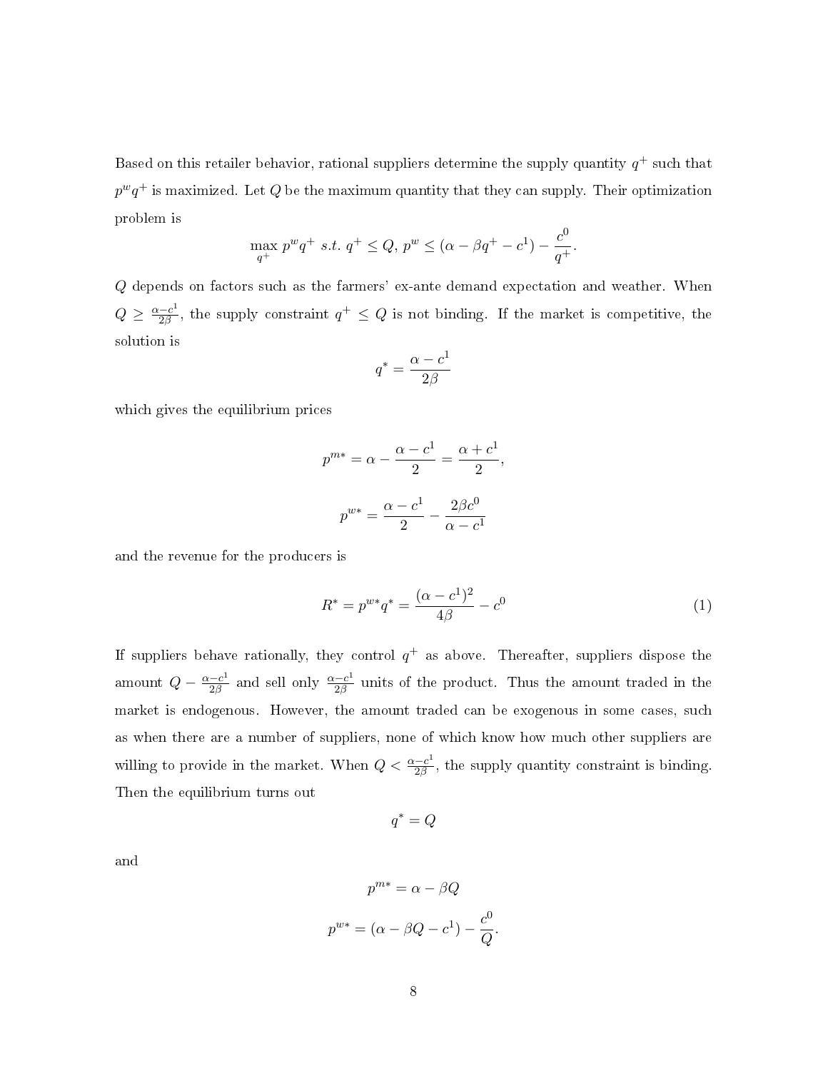Based on this retailer behavior, rational suppliers determine the supply quantity $q^+$ such that $p^w q^+$ is maximized. Let $Q$ be the maximum quantity that they can supply. Their optimization problem is

$$\max_{q^+} p^w q^+ \ s.t. \ q^+ \leq Q, \ p^w \leq (\alpha - \beta q^+ - c^1) - \frac{c^0}{q^+}.$$

$Q$ depends on factors such as the farmers' ex-ante demand expectation and weather. When $Q \geq \frac{\alpha - c^1}{2\beta}$, the supply constraint $q^+ \leq Q$ is not binding. If the market is competitive, the solution is

$$q^* = \frac{\alpha - c^1}{2\beta}$$

which gives the equilibrium prices

$$p^{m*} = \alpha - \frac{\alpha - c^1}{2} = \frac{\alpha + c^1}{2},$$

$$p^{w*} = \frac{\alpha - c^1}{2} - \frac{2\beta c^0}{\alpha - c^1}$$

and the revenue for the producers is

$$R^* = p^{w*} q^* = \frac{(\alpha - c^1)^2}{4\beta} - c^0 \tag{1}$$

If suppliers behave rationally, they control $q^+$ as above. Thereafter, suppliers dispose the amount $Q - \frac{\alpha - c^1}{2\beta}$ and sell only $\frac{\alpha - c^1}{2\beta}$ units of the product. Thus the amount traded in the market is endogenous. However, the amount traded can be exogenous in some cases, such as when there are a number of suppliers, none of which know how much other suppliers are willing to provide in the market. When $Q < \frac{\alpha - c^1}{2\beta}$, the supply quantity constraint is binding. Then the equilibrium turns out

$$q^* = Q$$

and

$$p^{m*} = \alpha - \beta Q$$

$$p^{w*} = (\alpha - \beta Q - c^1) - \frac{c^0}{Q}.$$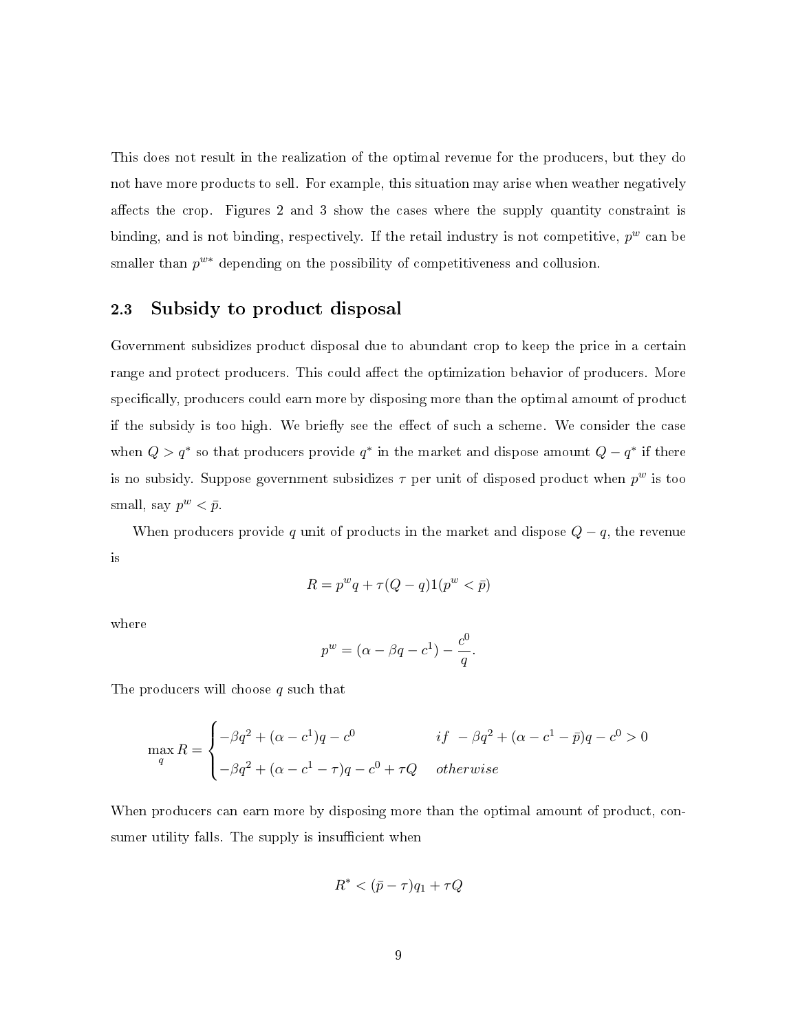This does not result in the realization of the optimal revenue for the producers, but they do not have more products to sell. For example, this situation may arise when weather negatively affects the crop. Figures 2 and 3 show the cases where the supply quantity constraint is binding, and is not binding, respectively. If the retail industry is not competitive, $p^w$ can be smaller than $p^{w*}$ depending on the possibility of competitiveness and collusion.

## 2.3 Subsidy to product disposal

Government subsidizes product disposal due to abundant crop to keep the price in a certain range and protect producers. This could affect the optimization behavior of producers. More specifically, producers could earn more by disposing more than the optimal amount of product if the subsidy is too high. We briefly see the effect of such a scheme. We consider the case when $Q > q^*$ so that producers provide $q^*$ in the market and dispose amount $Q - q^*$ if there is no subsidy. Suppose government subsidizes $\tau$ per unit of disposed product when $p^w$ is too small, say $p^w < \bar{p}$.

When producers provide $q$ unit of products in the market and dispose $Q - q$, the revenue is

$$R = p^w q + \tau(Q - q)1(p^w < \bar{p})$$

where

$$p^w = (\alpha - \beta q - c^1) - \frac{c^0}{q}.$$

The producers will choose $q$ such that

$$\max_q R = \begin{cases} -\beta q^2 + (\alpha - c^1)q - c^0 & if \;\; -\beta q^2 + (\alpha - c^1 - \bar{p})q - c^0 > 0 \\ -\beta q^2 + (\alpha - c^1 - \tau)q - c^0 + \tau Q & otherwise \end{cases}$$

When producers can earn more by disposing more than the optimal amount of product, consumer utility falls. The supply is insufficient when

$$R^* < (\bar{p} - \tau)q_1 + \tau Q$$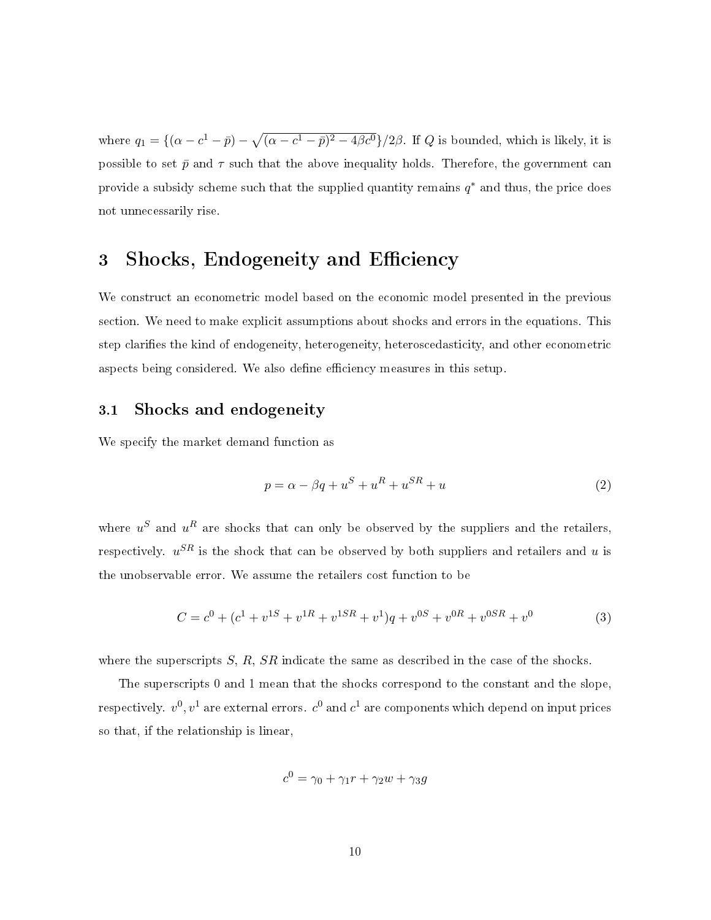where $q_1 = \{(\alpha - c^1 - \bar{p}) - \sqrt{(\alpha - c^1 - \bar{p})^2 - 4\beta c^0}\}/2\beta$. If $Q$ is bounded, which is likely, it is possible to set $\bar{p}$ and $\tau$ such that the above inequality holds. Therefore, the government can provide a subsidy scheme such that the supplied quantity remains $q^*$ and thus, the price does not unnecessarily rise.

# 3 Shocks, Endogeneity and Efficiency

We construct an econometric model based on the economic model presented in the previous section. We need to make explicit assumptions about shocks and errors in the equations. This step clarifies the kind of endogeneity, heterogeneity, heteroscedasticity, and other econometric aspects being considered. We also define efficiency measures in this setup.

## 3.1 Shocks and endogeneity

We specify the market demand function as

$$p = \alpha - \beta q + u^S + u^R + u^{SR} + u \tag{2}$$

where $u^S$ and $u^R$ are shocks that can only be observed by the suppliers and the retailers, respectively. $u^{SR}$ is the shock that can be observed by both suppliers and retailers and $u$ is the unobservable error. We assume the retailers cost function to be

$$C = c^0 + (c^1 + v^{1S} + v^{1R} + v^{1SR} + v^1)q + v^{0S} + v^{0R} + v^{0SR} + v^0 \tag{3}$$

where the superscripts $S$, $R$, $SR$ indicate the same as described in the case of the shocks.

The superscripts 0 and 1 mean that the shocks correspond to the constant and the slope, respectively. $v^0, v^1$ are external errors. $c^0$ and $c^1$ are components which depend on input prices so that, if the relationship is linear,

$$c^0 = \gamma_0 + \gamma_1 r + \gamma_2 w + \gamma_3 g$$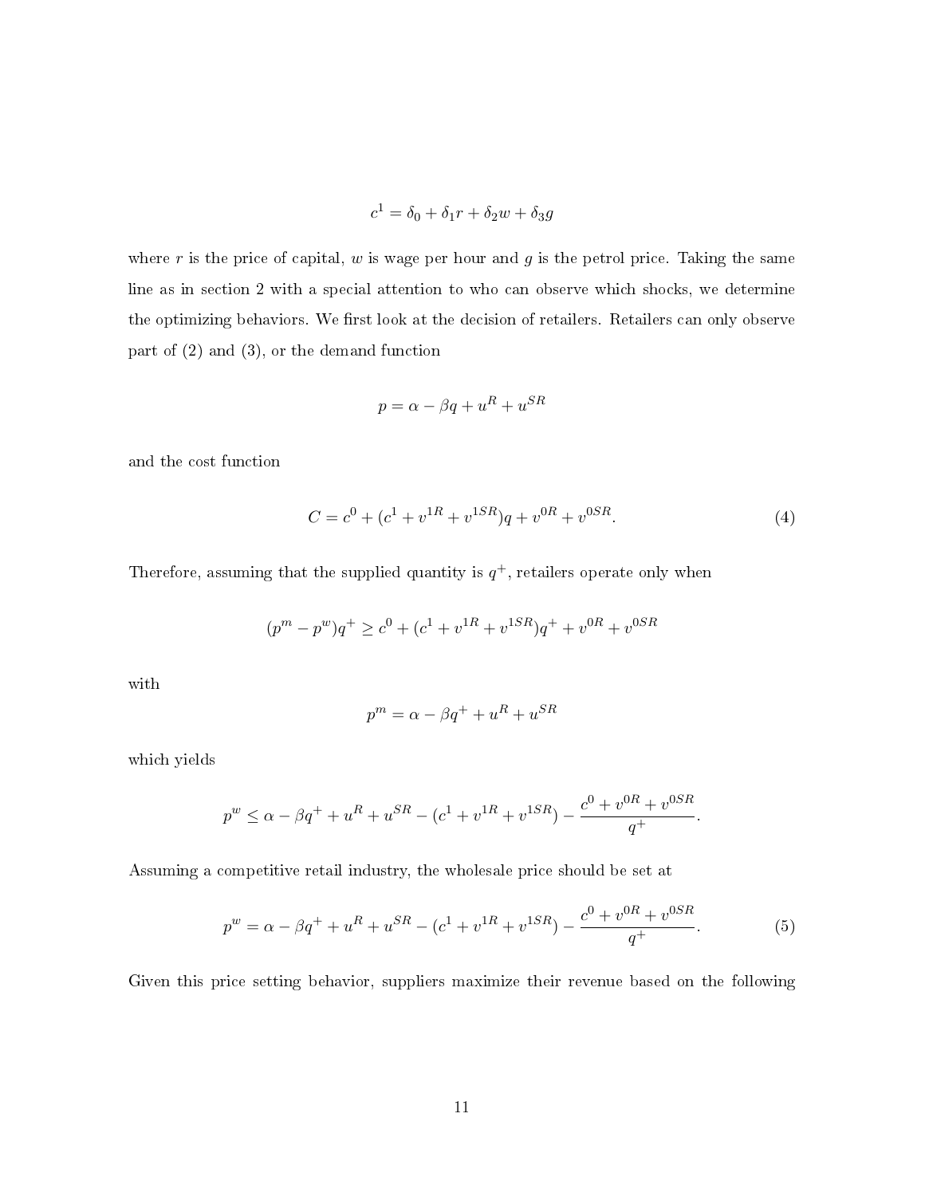$$c^1 = \delta_0 + \delta_1 r + \delta_2 w + \delta_3 g$$

where $r$ is the price of capital, $w$ is wage per hour and $g$ is the petrol price. Taking the same line as in section 2 with a special attention to who can observe which shocks, we determine the optimizing behaviors. We first look at the decision of retailers. Retailers can only observe part of (2) and (3), or the demand function

$$p = \alpha - \beta q + u^R + u^{SR}$$

and the cost function

$$C = c^0 + (c^1 + v^{1R} + v^{1SR})q + v^{0R} + v^{0SR}. \tag{4}$$

Therefore, assuming that the supplied quantity is $q^+$, retailers operate only when

$$(p^m - p^w)q^+ \geq c^0 + (c^1 + v^{1R} + v^{1SR})q^+ + v^{0R} + v^{0SR}$$

with

$$p^m = \alpha - \beta q^+ + u^R + u^{SR}$$

which yields

$$p^w \leq \alpha - \beta q^+ + u^R + u^{SR} - (c^1 + v^{1R} + v^{1SR}) - \frac{c^0 + v^{0R} + v^{0SR}}{q^+}.$$

Assuming a competitive retail industry, the wholesale price should be set at

$$p^w = \alpha - \beta q^+ + u^R + u^{SR} - (c^1 + v^{1R} + v^{1SR}) - \frac{c^0 + v^{0R} + v^{0SR}}{q^+}. \tag{5}$$

Given this price setting behavior, suppliers maximize their revenue based on the following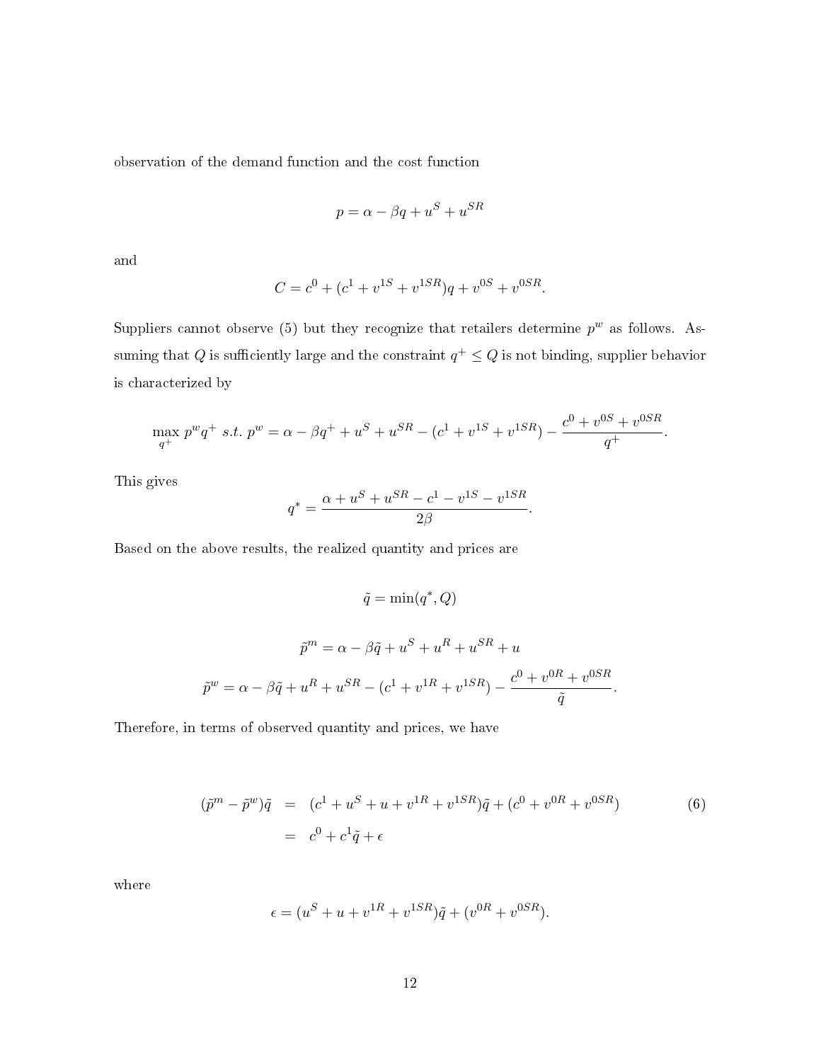observation of the demand function and the cost function

$$p = \alpha - \beta q + u^S + u^{SR}$$

and

$$C = c^0 + (c^1 + v^{1S} + v^{1SR})q + v^{0S} + v^{0SR}.$$

Suppliers cannot observe (5) but they recognize that retailers determine $p^w$ as follows. Assuming that $Q$ is sufficiently large and the constraint $q^+ \leq Q$ is not binding, supplier behavior is characterized by

$$\max_{q^+} p^w q^+ \ s.t. \ p^w = \alpha - \beta q^+ + u^S + u^{SR} - (c^1 + v^{1S} + v^{1SR}) - \frac{c^0 + v^{0S} + v^{0SR}}{q^+}.$$

This gives

$$q^* = \frac{\alpha + u^S + u^{SR} - c^1 - v^{1S} - v^{1SR}}{2\beta}.$$

Based on the above results, the realized quantity and prices are

$$\tilde{q} = \min(q^*, Q)$$

$$\tilde{p}^m = \alpha - \beta\tilde{q} + u^S + u^R + u^{SR} + u$$

$$\tilde{p}^w = \alpha - \beta\tilde{q} + u^R + u^{SR} - (c^1 + v^{1R} + v^{1SR}) - \frac{c^0 + v^{0R} + v^{0SR}}{\tilde{q}}.$$

Therefore, in terms of observed quantity and prices, we have

$$\begin{aligned}
(\tilde{p}^m - \tilde{p}^w)\tilde{q} &= (c^1 + u^S + u + v^{1R} + v^{1SR})\tilde{q} + (c^0 + v^{0R} + v^{0SR}) \\
&= c^0 + c^1\tilde{q} + \epsilon
\end{aligned} \tag{6}$$

where

$$\epsilon = (u^S + u + v^{1R} + v^{1SR})\tilde{q} + (v^{0R} + v^{0SR}).$$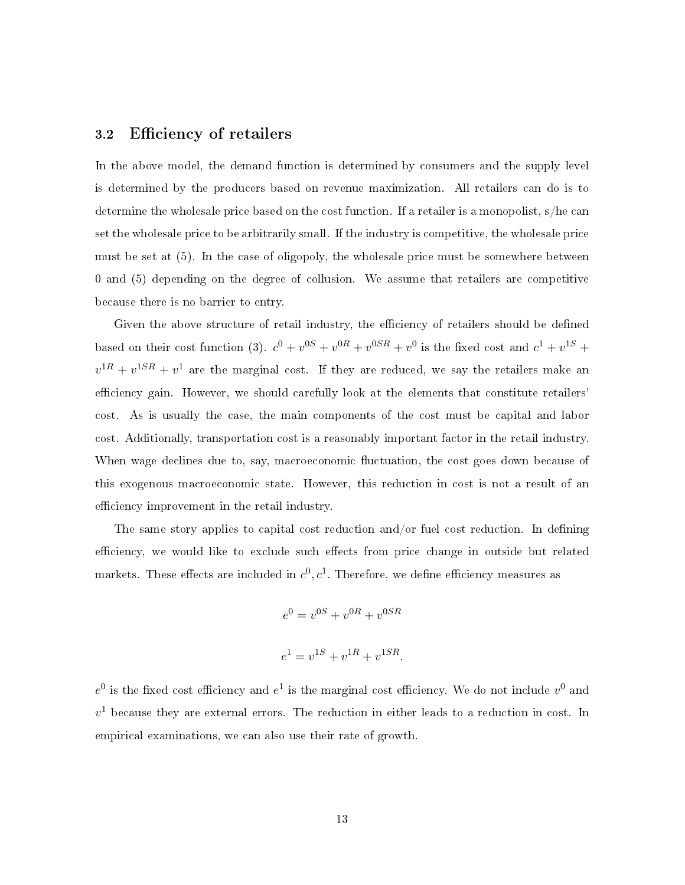### 3.2 Efficiency of retailers

In the above model, the demand function is determined by consumers and the supply level is determined by the producers based on revenue maximization. All retailers can do is to determine the wholesale price based on the cost function. If a retailer is a monopolist, s/he can set the wholesale price to be arbitrarily small. If the industry is competitive, the wholesale price must be set at (5). In the case of oligopoly, the wholesale price must be somewhere between 0 and (5) depending on the degree of collusion. We assume that retailers are competitive because there is no barrier to entry.

Given the above structure of retail industry, the efficiency of retailers should be defined based on their cost function (3). $c^0 + v^{0S} + v^{0R} + v^{0SR} + v^0$ is the fixed cost and $c^1 + v^{1S} + v^{1R} + v^{1SR} + v^1$ are the marginal cost. If they are reduced, we say the retailers make an efficiency gain. However, we should carefully look at the elements that constitute retailers' cost. As is usually the case, the main components of the cost must be capital and labor cost. Additionally, transportation cost is a reasonably important factor in the retail industry. When wage declines due to, say, macroeconomic fluctuation, the cost goes down because of this exogenous macroeconomic state. However, this reduction in cost is not a result of an efficiency improvement in the retail industry.

The same story applies to capital cost reduction and/or fuel cost reduction. In defining efficiency, we would like to exclude such effects from price change in outside but related markets. These effects are included in $c^0, c^1$. Therefore, we define efficiency measures as

$$e^0 = v^{0S} + v^{0R} + v^{0SR}$$

$$e^1 = v^{1S} + v^{1R} + v^{1SR}.$$

$e^0$ is the fixed cost efficiency and $e^1$ is the marginal cost efficiency. We do not include $v^0$ and $v^1$ because they are external errors. The reduction in either leads to a reduction in cost. In empirical examinations, we can also use their rate of growth.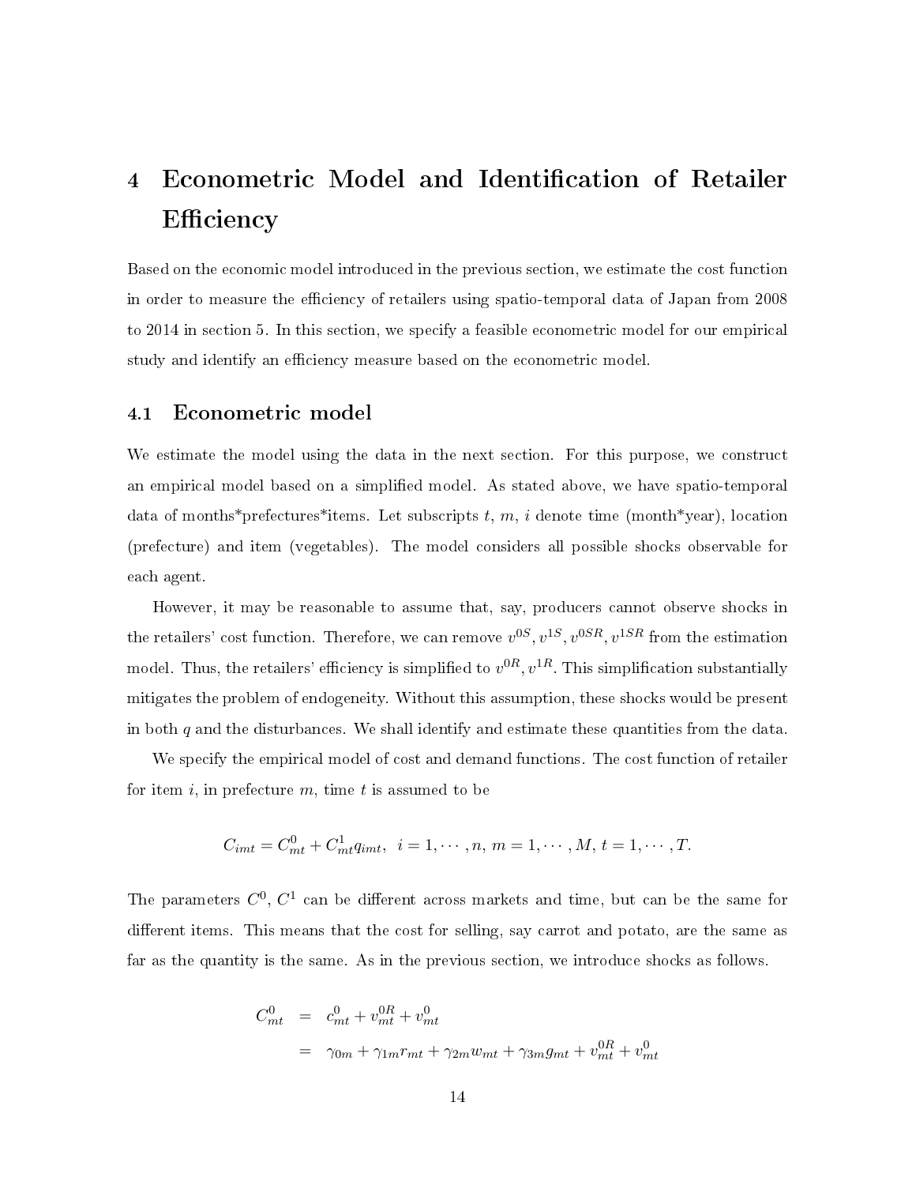# 4 Econometric Model and Identification of Retailer Efficiency

Based on the economic model introduced in the previous section, we estimate the cost function in order to measure the efficiency of retailers using spatio-temporal data of Japan from 2008 to 2014 in section 5. In this section, we specify a feasible econometric model for our empirical study and identify an efficiency measure based on the econometric model.

## 4.1 Econometric model

We estimate the model using the data in the next section. For this purpose, we construct an empirical model based on a simplified model. As stated above, we have spatio-temporal data of months*prefectures*items. Let subscripts $t$, $m$, $i$ denote time (month*year), location (prefecture) and item (vegetables). The model considers all possible shocks observable for each agent.

However, it may be reasonable to assume that, say, producers cannot observe shocks in the retailers' cost function. Therefore, we can remove $v^{0S}, v^{1S}, v^{0SR}, v^{1SR}$ from the estimation model. Thus, the retailers' efficiency is simplified to $v^{0R}, v^{1R}$. This simplification substantially mitigates the problem of endogeneity. Without this assumption, these shocks would be present in both $q$ and the disturbances. We shall identify and estimate these quantities from the data.

We specify the empirical model of cost and demand functions. The cost function of retailer for item $i$, in prefecture $m$, time $t$ is assumed to be

$$C_{imt} = C_{mt}^0 + C_{mt}^1 q_{imt}, \;\; i = 1, \cdots, n, \; m = 1, \cdots, M, \; t = 1, \cdots, T.$$

The parameters $C^0$, $C^1$ can be different across markets and time, but can be the same for different items. This means that the cost for selling, say carrot and potato, are the same as far as the quantity is the same. As in the previous section, we introduce shocks as follows.

$$\begin{aligned} C_{mt}^0 &= c_{mt}^0 + v_{mt}^{0R} + v_{mt}^0 \\ &= \gamma_{0m} + \gamma_{1m} r_{mt} + \gamma_{2m} w_{mt} + \gamma_{3m} g_{mt} + v_{mt}^{0R} + v_{mt}^0 \end{aligned}$$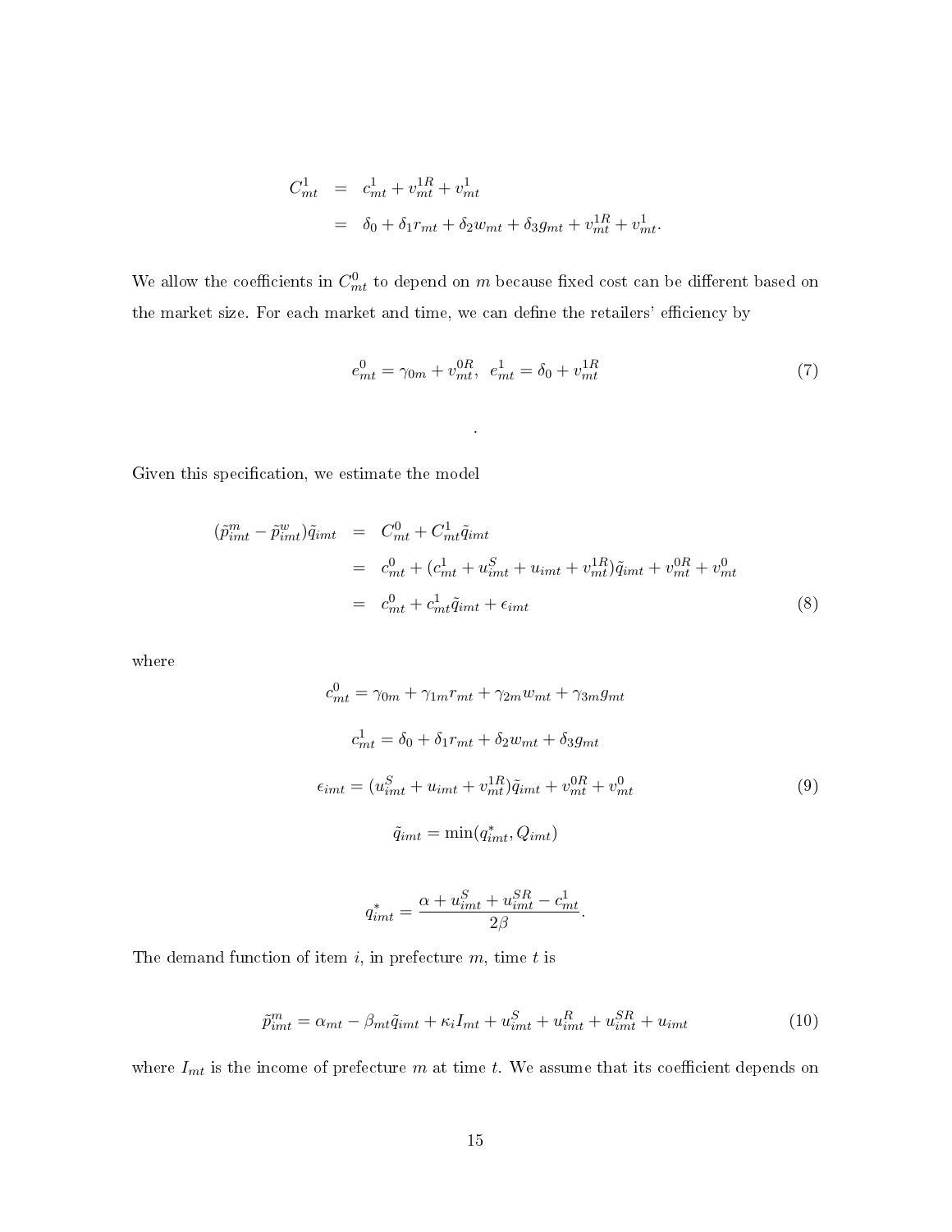$$
\begin{aligned}
C^1_{mt} &= c^1_{mt} + v^{1R}_{mt} + v^1_{mt} \\
&= \delta_0 + \delta_1 r_{mt} + \delta_2 w_{mt} + \delta_3 g_{mt} + v^{1R}_{mt} + v^1_{mt}.
\end{aligned}
$$

We allow the coefficients in $C^0_{mt}$ to depend on $m$ because fixed cost can be different based on the market size. For each market and time, we can define the retailers' efficiency by

$$
e^0_{mt} = \gamma_{0m} + v^{0R}_{mt}, \;\; e^1_{mt} = \delta_0 + v^{1R}_{mt} \tag{7}
$$

.

Given this specification, we estimate the model

$$
\begin{aligned}
(\tilde{p}^m_{imt} - \tilde{p}^w_{imt})\tilde{q}_{imt} &= C^0_{mt} + C^1_{mt}\tilde{q}_{imt} \\
&= c^0_{mt} + (c^1_{mt} + u^S_{imt} + u_{imt} + v^{1R}_{mt})\tilde{q}_{imt} + v^{0R}_{mt} + v^0_{mt} \\
&= c^0_{mt} + c^1_{mt}\tilde{q}_{imt} + \epsilon_{imt}
\end{aligned} \tag{8}
$$

where

$$
\begin{gathered}
c^0_{mt} = \gamma_{0m} + \gamma_{1m} r_{mt} + \gamma_{2m} w_{mt} + \gamma_{3m} g_{mt} \\
c^1_{mt} = \delta_0 + \delta_1 r_{mt} + \delta_2 w_{mt} + \delta_3 g_{mt} \\
\epsilon_{imt} = (u^S_{imt} + u_{imt} + v^{1R}_{mt})\tilde{q}_{imt} + v^{0R}_{mt} + v^0_{mt} \\
\tilde{q}_{imt} = \min(q^*_{imt}, Q_{imt})
\end{gathered} \tag{9}
$$

$$
q^*_{imt} = \frac{\alpha + u^S_{imt} + u^{SR}_{imt} - c^1_{mt}}{2\beta}.
$$

The demand function of item $i$, in prefecture $m$, time $t$ is

$$
\tilde{p}^m_{imt} = \alpha_{mt} - \beta_{mt}\tilde{q}_{imt} + \kappa_i I_{mt} + u^S_{imt} + u^R_{imt} + u^{SR}_{imt} + u_{imt} \tag{10}
$$

where $I_{mt}$ is the income of prefecture $m$ at time $t$. We assume that its coefficient depends on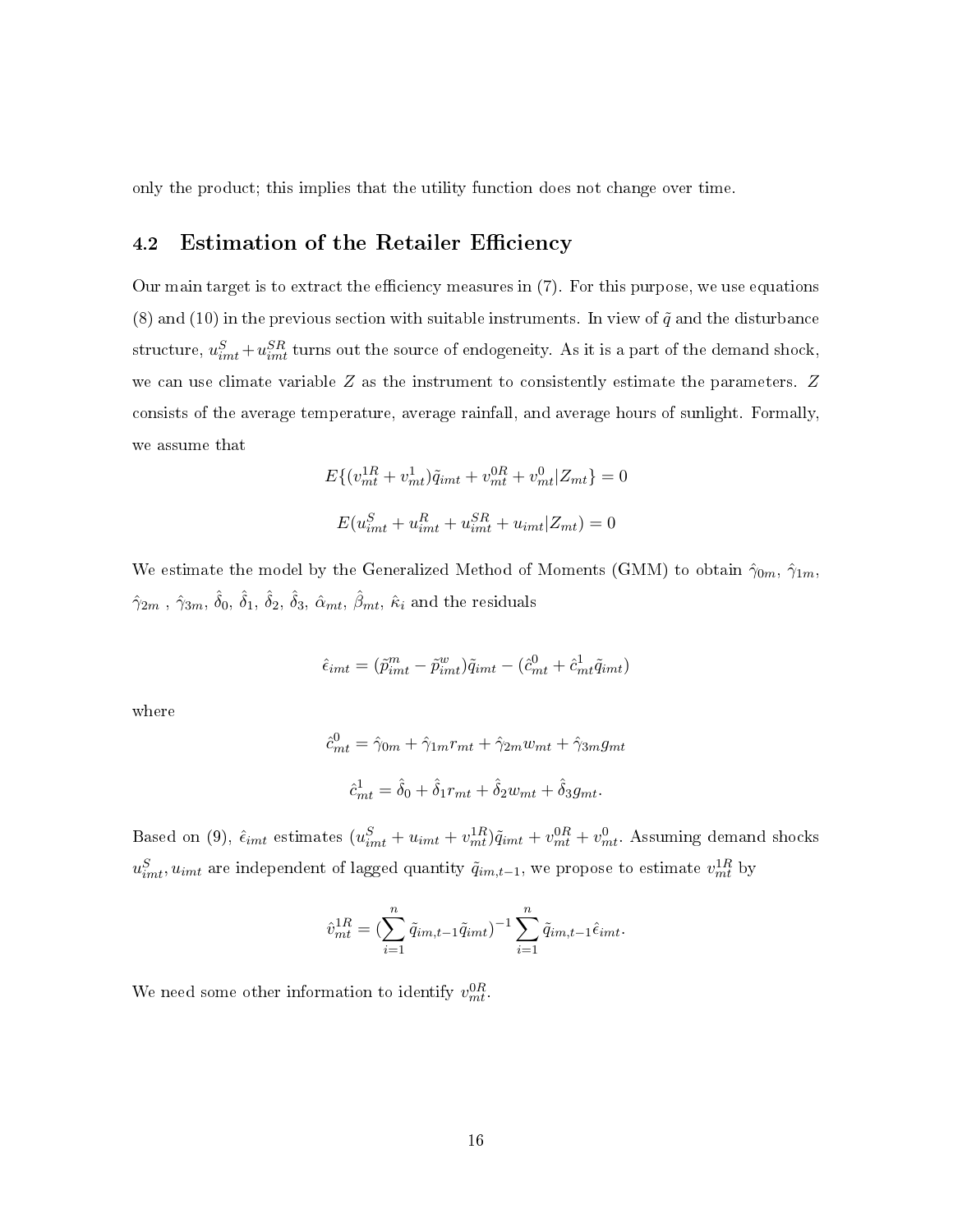only the product; this implies that the utility function does not change over time.

## 4.2 Estimation of the Retailer Efficiency

Our main target is to extract the efficiency measures in (7). For this purpose, we use equations (8) and (10) in the previous section with suitable instruments. In view of $\tilde{q}$ and the disturbance structure, $u^S_{imt} + u^{SR}_{imt}$ turns out the source of endogeneity. As it is a part of the demand shock, we can use climate variable $Z$ as the instrument to consistently estimate the parameters. $Z$ consists of the average temperature, average rainfall, and average hours of sunlight. Formally, we assume that

$$E\{(v^{1R}_{mt} + v^1_{mt})\tilde{q}_{imt} + v^{0R}_{mt} + v^0_{mt}|Z_{mt}\} = 0$$

$$E(u^S_{imt} + u^R_{imt} + u^{SR}_{imt} + u_{imt}|Z_{mt}) = 0$$

We estimate the model by the Generalized Method of Moments (GMM) to obtain $\hat{\gamma}_{0m}$, $\hat{\gamma}_{1m}$, $\hat{\gamma}_{2m}$ , $\hat{\gamma}_{3m}$, $\hat{\delta}_0$, $\hat{\delta}_1$, $\hat{\delta}_2$, $\hat{\delta}_3$, $\hat{\alpha}_{mt}$, $\hat{\beta}_{mt}$, $\hat{\kappa}_i$ and the residuals

$$\hat{\epsilon}_{imt} = (\tilde{p}^m_{imt} - \tilde{p}^w_{imt})\tilde{q}_{imt} - (\hat{c}^0_{mt} + \hat{c}^1_{mt}\tilde{q}_{imt})$$

where

$$\hat{c}^0_{mt} = \hat{\gamma}_{0m} + \hat{\gamma}_{1m}r_{mt} + \hat{\gamma}_{2m}w_{mt} + \hat{\gamma}_{3m}g_{mt}$$

$$\hat{c}^1_{mt} = \hat{\delta}_0 + \hat{\delta}_1 r_{mt} + \hat{\delta}_2 w_{mt} + \hat{\delta}_3 g_{mt}.$$

Based on (9), $\hat{\epsilon}_{imt}$ estimates $(u^S_{imt} + u_{imt} + v^{1R}_{mt})\tilde{q}_{imt} + v^{0R}_{mt} + v^0_{mt}$. Assuming demand shocks $u^S_{imt}, u_{imt}$ are independent of lagged quantity $\tilde{q}_{im,t-1}$, we propose to estimate $v^{1R}_{mt}$ by

$$\hat{v}^{1R}_{mt} = (\sum_{i=1}^{n} \tilde{q}_{im,t-1}\tilde{q}_{imt})^{-1} \sum_{i=1}^{n} \tilde{q}_{im,t-1}\hat{\epsilon}_{imt}.$$

We need some other information to identify $v^{0R}_{mt}$.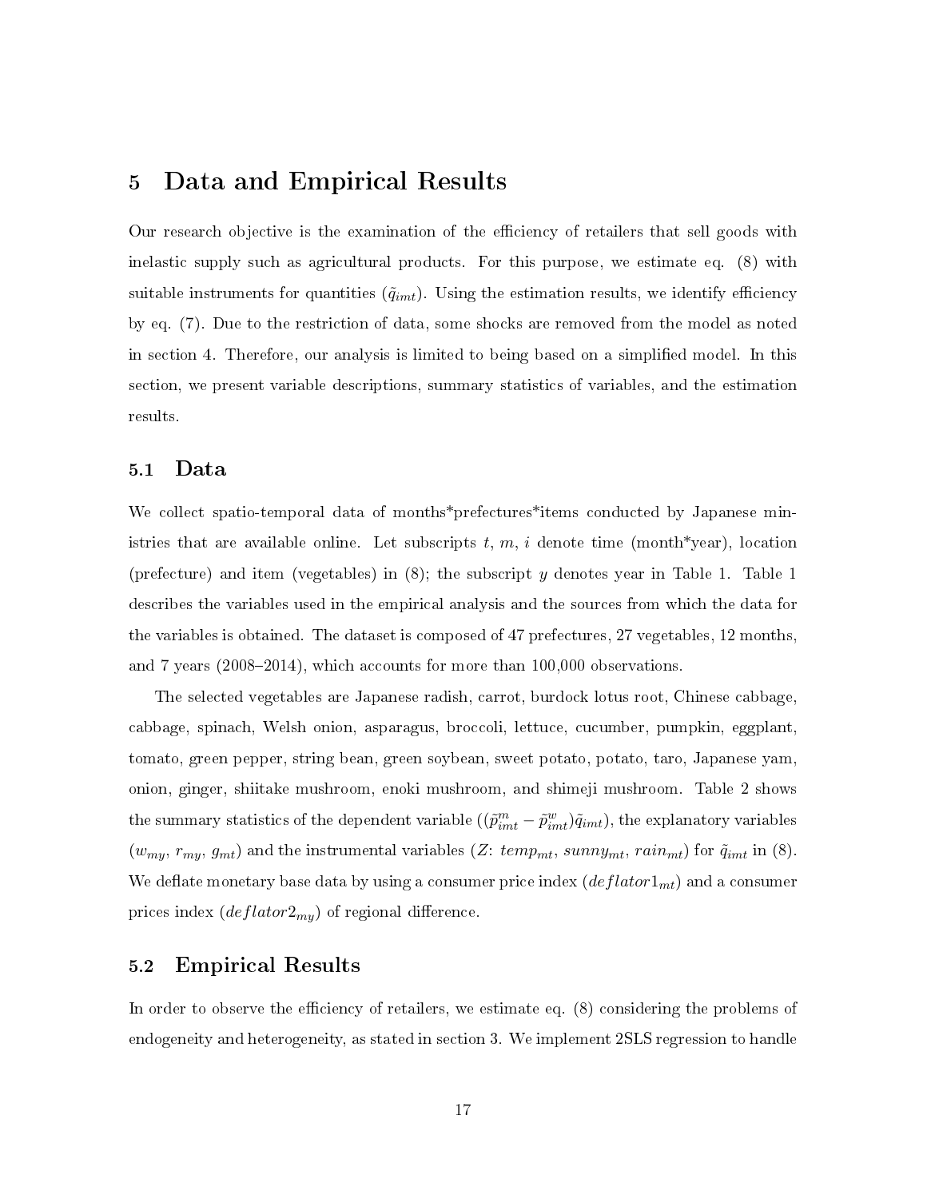# 5 Data and Empirical Results

Our research objective is the examination of the efficiency of retailers that sell goods with inelastic supply such as agricultural products. For this purpose, we estimate eq. (8) with suitable instruments for quantities ($\tilde{q}_{imt}$). Using the estimation results, we identify efficiency by eq. (7). Due to the restriction of data, some shocks are removed from the model as noted in section 4. Therefore, our analysis is limited to being based on a simplified model. In this section, we present variable descriptions, summary statistics of variables, and the estimation results.

## 5.1 Data

We collect spatio-temporal data of months*prefectures*items conducted by Japanese ministries that are available online. Let subscripts $t$, $m$, $i$ denote time (month*year), location (prefecture) and item (vegetables) in (8); the subscript $y$ denotes year in Table 1. Table 1 describes the variables used in the empirical analysis and the sources from which the data for the variables is obtained. The dataset is composed of 47 prefectures, 27 vegetables, 12 months, and 7 years (2008–2014), which accounts for more than 100,000 observations.

The selected vegetables are Japanese radish, carrot, burdock lotus root, Chinese cabbage, cabbage, spinach, Welsh onion, asparagus, broccoli, lettuce, cucumber, pumpkin, eggplant, tomato, green pepper, string bean, green soybean, sweet potato, potato, taro, Japanese yam, onion, ginger, shiitake mushroom, enoki mushroom, and shimeji mushroom. Table 2 shows the summary statistics of the dependent variable ($(\tilde{p}^{m}_{imt} - \tilde{p}^{w}_{imt})\tilde{q}_{imt}$), the explanatory variables ($w_{my}$, $r_{my}$, $g_{mt}$) and the instrumental variables ($Z$: $temp_{mt}$, $sunny_{mt}$, $rain_{mt}$) for $\tilde{q}_{imt}$ in (8). We deflate monetary base data by using a consumer price index ($deflator1_{mt}$) and a consumer prices index ($deflator2_{my}$) of regional difference.

## 5.2 Empirical Results

In order to observe the efficiency of retailers, we estimate eq. (8) considering the problems of endogeneity and heterogeneity, as stated in section 3. We implement 2SLS regression to handle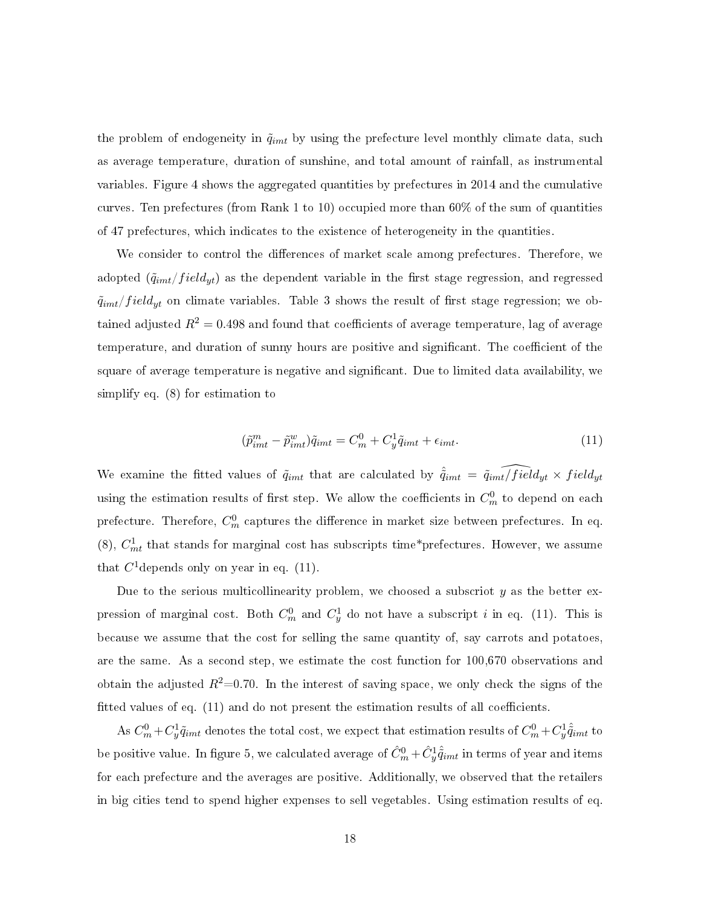the problem of endogeneity in $\tilde{q}_{imt}$ by using the prefecture level monthly climate data, such as average temperature, duration of sunshine, and total amount of rainfall, as instrumental variables. Figure 4 shows the aggregated quantities by prefectures in 2014 and the cumulative curves. Ten prefectures (from Rank 1 to 10) occupied more than 60% of the sum of quantities of 47 prefectures, which indicates to the existence of heterogeneity in the quantities.

We consider to control the differences of market scale among prefectures. Therefore, we adopted ($\tilde{q}_{imt}/field_{yt}$) as the dependent variable in the first stage regression, and regressed $\tilde{q}_{imt}/field_{yt}$ on climate variables. Table 3 shows the result of first stage regression; we obtained adjusted $R^2 = 0.498$ and found that coefficients of average temperature, lag of average temperature, and duration of sunny hours are positive and significant. The coefficient of the square of average temperature is negative and significant. Due to limited data availability, we simplify eq. (8) for estimation to

$$(\tilde{p}^m_{imt} - \tilde{p}^w_{imt})\tilde{q}_{imt} = C^0_m + C^1_y \tilde{q}_{imt} + \epsilon_{imt}. \tag{11}$$

We examine the fitted values of $\tilde{q}_{imt}$ that are calculated by $\hat{\tilde{q}}_{imt} = \widehat{\tilde{q}_{imt}/field_{yt}} \times field_{yt}$ using the estimation results of first step. We allow the coefficients in $C^0_m$ to depend on each prefecture. Therefore, $C^0_m$ captures the difference in market size between prefectures. In eq. (8), $C^1_{mt}$ that stands for marginal cost has subscripts time\*prefectures. However, we assume that $C^1$depends only on year in eq. (11).

Due to the serious multicollinearity problem, we choosed a subscriot $y$ as the better expression of marginal cost. Both $C^0_m$ and $C^1_y$ do not have a subscript $i$ in eq. (11). This is because we assume that the cost for selling the same quantity of, say carrots and potatoes, are the same. As a second step, we estimate the cost function for 100,670 observations and obtain the adjusted $R^2$=0.70. In the interest of saving space, we only check the signs of the fitted values of eq. (11) and do not present the estimation results of all coefficients.

As $C^0_m + C^1_y \tilde{q}_{imt}$ denotes the total cost, we expect that estimation results of $C^0_m + C^1_y \hat{\tilde{q}}_{imt}$ to be positive value. In figure 5, we calculated average of $\hat{C}^0_m + \hat{C}^1_y \hat{\tilde{q}}_{imt}$ in terms of year and items for each prefecture and the averages are positive. Additionally, we observed that the retailers in big cities tend to spend higher expenses to sell vegetables. Using estimation results of eq.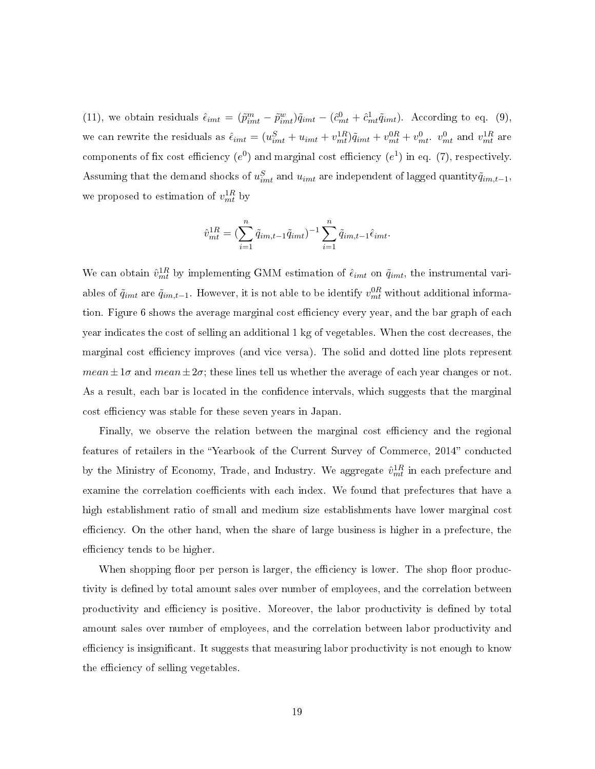(11), we obtain residuals $\hat{\epsilon}_{imt} = (\tilde{p}^m_{imt} - \tilde{p}^w_{imt})\tilde{q}_{imt} - (\hat{c}^0_{mt} + \hat{c}^1_{mt}\tilde{q}_{imt})$. According to eq. (9), we can rewrite the residuals as $\hat{\epsilon}_{imt} = (u^S_{imt} + u_{imt} + v^{1R}_{mt})\tilde{q}_{imt} + v^{0R}_{mt} + v^0_{mt}$. $v^0_{mt}$ and $v^{1R}_{mt}$ are components of fix cost efficiency ($e^0$) and marginal cost efficiency ($e^1$) in eq. (7), respectively. Assuming that the demand shocks of $u^S_{imt}$ and $u_{imt}$ are independent of lagged quantity $\tilde{q}_{im,t-1}$, we proposed to estimation of $v^{1R}_{mt}$ by

$$\hat{v}^{1R}_{mt} = (\sum_{i=1}^{n} \tilde{q}_{im,t-1}\tilde{q}_{imt})^{-1} \sum_{i=1}^{n} \tilde{q}_{im,t-1}\hat{\epsilon}_{imt}.$$

We can obtain $\hat{v}^{1R}_{mt}$ by implementing GMM estimation of $\hat{\epsilon}_{imt}$ on $\tilde{q}_{imt}$, the instrumental variables of $\tilde{q}_{imt}$ are $\tilde{q}_{im,t-1}$. However, it is not able to be identify $v^{0R}_{mt}$ without additional information. Figure 6 shows the average marginal cost efficiency every year, and the bar graph of each year indicates the cost of selling an additional 1 kg of vegetables. When the cost decreases, the marginal cost efficiency improves (and vice versa). The solid and dotted line plots represent $mean \pm 1\sigma$ and $mean \pm 2\sigma$; these lines tell us whether the average of each year changes or not. As a result, each bar is located in the confidence intervals, which suggests that the marginal cost efficiency was stable for these seven years in Japan.

Finally, we observe the relation between the marginal cost efficiency and the regional features of retailers in the "Yearbook of the Current Survey of Commerce, 2014" conducted by the Ministry of Economy, Trade, and Industry. We aggregate $\hat{v}^{1R}_{mt}$ in each prefecture and examine the correlation coefficients with each index. We found that prefectures that have a high establishment ratio of small and medium size establishments have lower marginal cost efficiency. On the other hand, when the share of large business is higher in a prefecture, the efficiency tends to be higher.

When shopping floor per person is larger, the efficiency is lower. The shop floor productivity is defined by total amount sales over number of employees, and the correlation between productivity and efficiency is positive. Moreover, the labor productivity is defined by total amount sales over number of employees, and the correlation between labor productivity and efficiency is insignificant. It suggests that measuring labor productivity is not enough to know the efficiency of selling vegetables.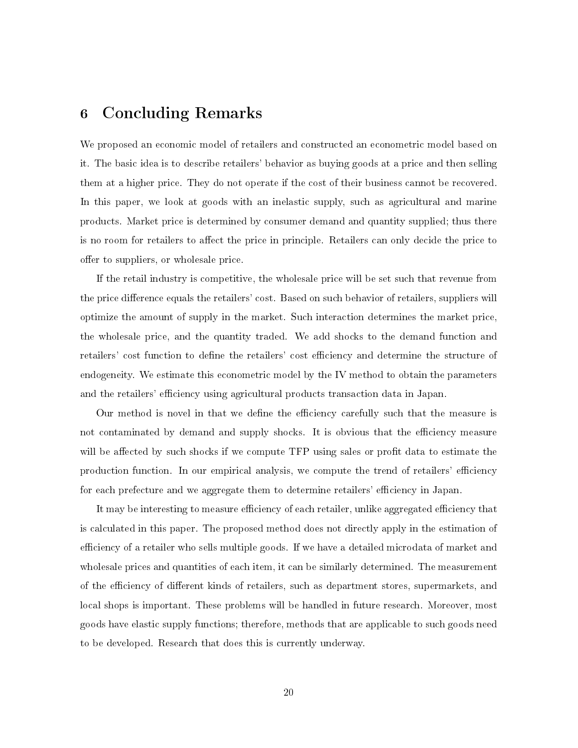# 6 Concluding Remarks

We proposed an economic model of retailers and constructed an econometric model based on it. The basic idea is to describe retailers' behavior as buying goods at a price and then selling them at a higher price. They do not operate if the cost of their business cannot be recovered. In this paper, we look at goods with an inelastic supply, such as agricultural and marine products. Market price is determined by consumer demand and quantity supplied; thus there is no room for retailers to affect the price in principle. Retailers can only decide the price to offer to suppliers, or wholesale price.

If the retail industry is competitive, the wholesale price will be set such that revenue from the price difference equals the retailers' cost. Based on such behavior of retailers, suppliers will optimize the amount of supply in the market. Such interaction determines the market price, the wholesale price, and the quantity traded. We add shocks to the demand function and retailers' cost function to define the retailers' cost efficiency and determine the structure of endogeneity. We estimate this econometric model by the IV method to obtain the parameters and the retailers' efficiency using agricultural products transaction data in Japan.

Our method is novel in that we define the efficiency carefully such that the measure is not contaminated by demand and supply shocks. It is obvious that the efficiency measure will be affected by such shocks if we compute TFP using sales or profit data to estimate the production function. In our empirical analysis, we compute the trend of retailers' efficiency for each prefecture and we aggregate them to determine retailers' efficiency in Japan.

It may be interesting to measure efficiency of each retailer, unlike aggregated efficiency that is calculated in this paper. The proposed method does not directly apply in the estimation of efficiency of a retailer who sells multiple goods. If we have a detailed microdata of market and wholesale prices and quantities of each item, it can be similarly determined. The measurement of the efficiency of different kinds of retailers, such as department stores, supermarkets, and local shops is important. These problems will be handled in future research. Moreover, most goods have elastic supply functions; therefore, methods that are applicable to such goods need to be developed. Research that does this is currently underway.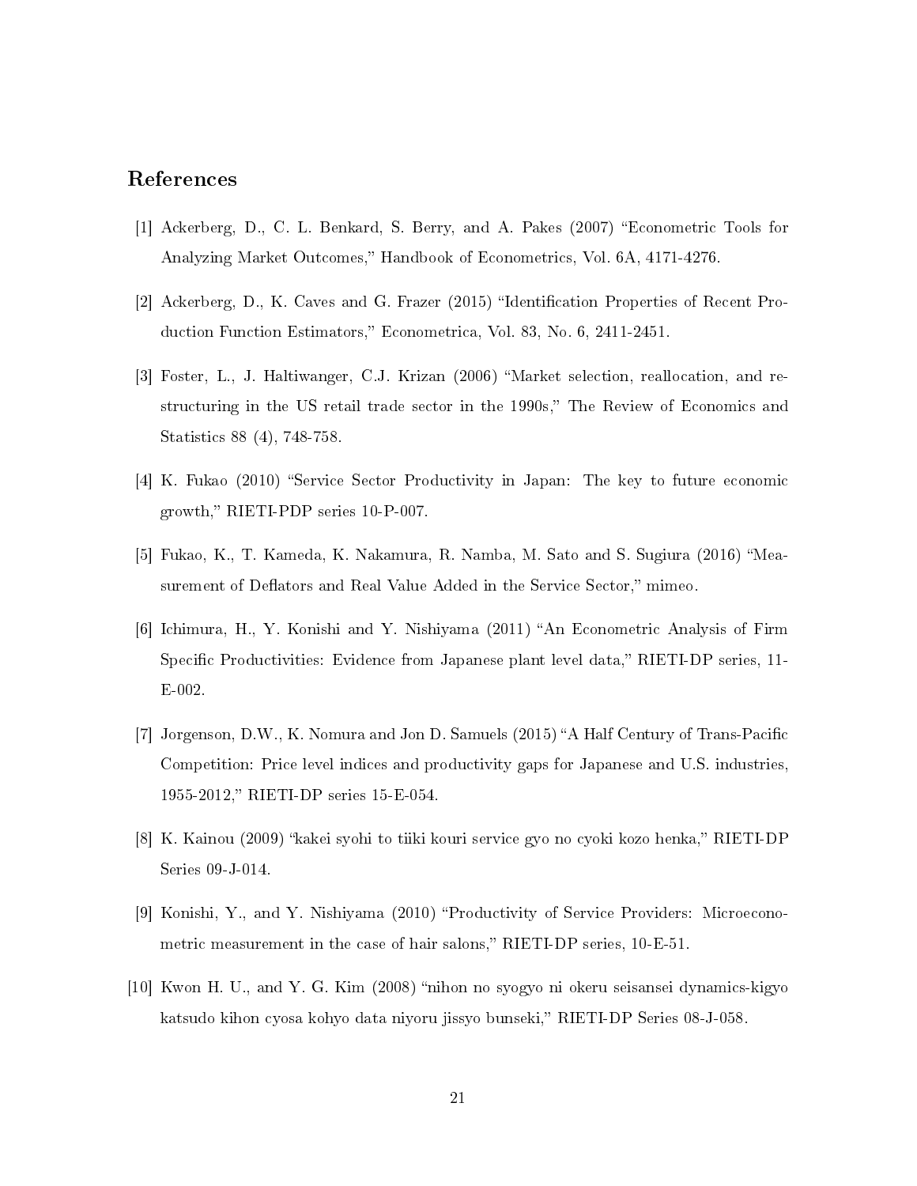## References

[1] Ackerberg, D., C. L. Benkard, S. Berry, and A. Pakes (2007) "Econometric Tools for Analyzing Market Outcomes," Handbook of Econometrics, Vol. 6A, 4171-4276.

[2] Ackerberg, D., K. Caves and G. Frazer (2015) "Identification Properties of Recent Production Function Estimators," Econometrica, Vol. 83, No. 6, 2411-2451.

[3] Foster, L., J. Haltiwanger, C.J. Krizan (2006) "Market selection, reallocation, and restructuring in the US retail trade sector in the 1990s," The Review of Economics and Statistics 88 (4), 748-758.

[4] K. Fukao (2010) "Service Sector Productivity in Japan: The key to future economic growth," RIETI-PDP series 10-P-007.

[5] Fukao, K., T. Kameda, K. Nakamura, R. Namba, M. Sato and S. Sugiura (2016) "Measurement of Deflators and Real Value Added in the Service Sector," mimeo.

[6] Ichimura, H., Y. Konishi and Y. Nishiyama (2011) "An Econometric Analysis of Firm Specific Productivities: Evidence from Japanese plant level data," RIETI-DP series, 11-E-002.

[7] Jorgenson, D.W., K. Nomura and Jon D. Samuels (2015) "A Half Century of Trans-Pacific Competition: Price level indices and productivity gaps for Japanese and U.S. industries, 1955-2012," RIETI-DP series 15-E-054.

[8] K. Kainou (2009) "kakei syohi to tiiki kouri service gyo no cyoki kozo henka," RIETI-DP Series 09-J-014.

[9] Konishi, Y., and Y. Nishiyama (2010) "Productivity of Service Providers: Microeconometric measurement in the case of hair salons," RIETI-DP series, 10-E-51.

[10] Kwon H. U., and Y. G. Kim (2008) "nihon no syogyo ni okeru seisansei dynamics-kigyo katsudo kihon cyosa kohyo data niyoru jissyo bunseki," RIETI-DP Series 08-J-058.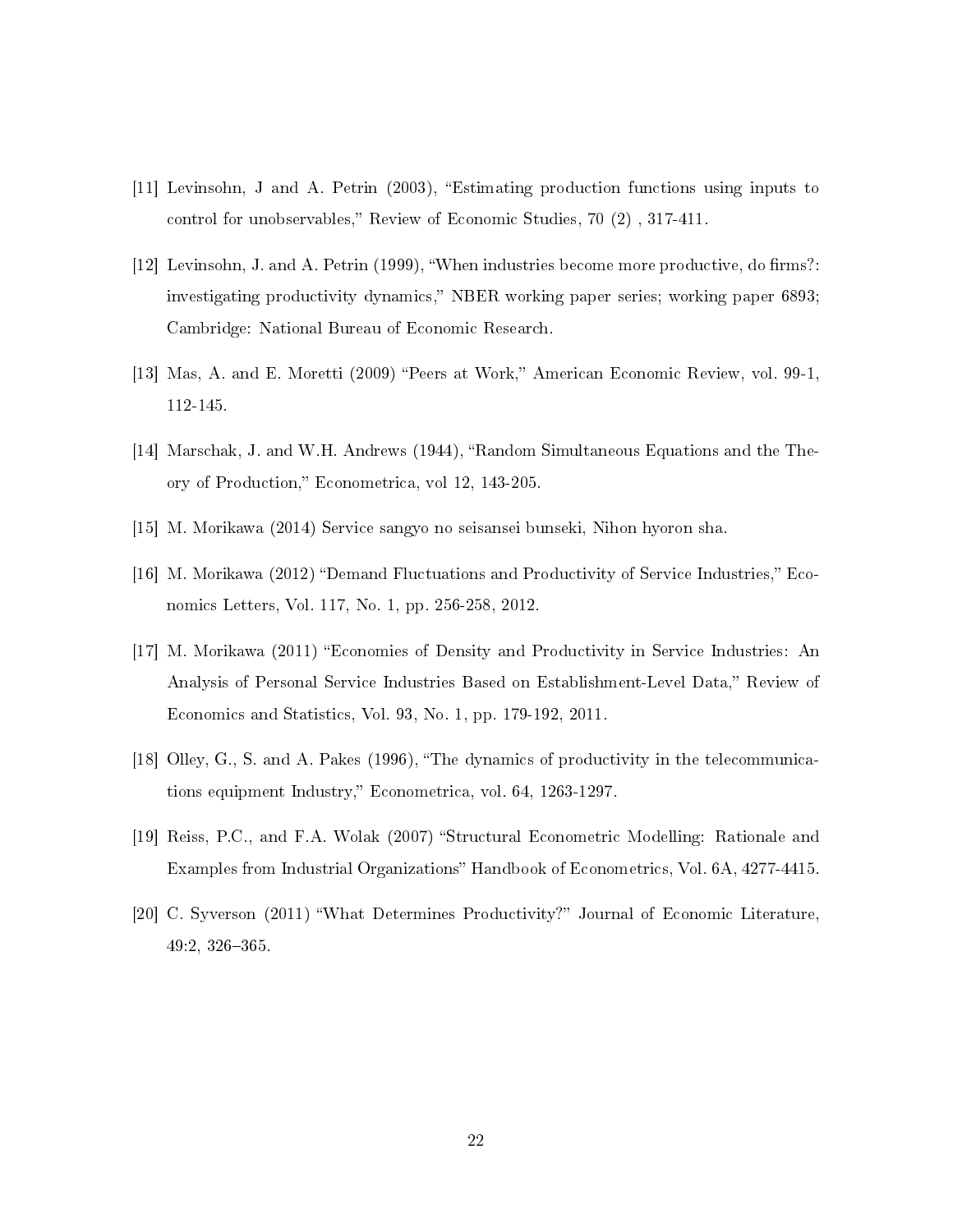[11] Levinsohn, J and A. Petrin (2003), "Estimating production functions using inputs to control for unobservables," Review of Economic Studies, 70 (2) , 317-411.

[12] Levinsohn, J. and A. Petrin (1999), "When industries become more productive, do firms?: investigating productivity dynamics," NBER working paper series; working paper 6893; Cambridge: National Bureau of Economic Research.

[13] Mas, A. and E. Moretti (2009) "Peers at Work," American Economic Review, vol. 99-1, 112-145.

[14] Marschak, J. and W.H. Andrews (1944), "Random Simultaneous Equations and the Theory of Production," Econometrica, vol 12, 143-205.

[15] M. Morikawa (2014) Service sangyo no seisansei bunseki, Nihon hyoron sha.

[16] M. Morikawa (2012) "Demand Fluctuations and Productivity of Service Industries," Economics Letters, Vol. 117, No. 1, pp. 256-258, 2012.

[17] M. Morikawa (2011) "Economies of Density and Productivity in Service Industries: An Analysis of Personal Service Industries Based on Establishment-Level Data," Review of Economics and Statistics, Vol. 93, No. 1, pp. 179-192, 2011.

[18] Olley, G., S. and A. Pakes (1996), "The dynamics of productivity in the telecommunications equipment Industry," Econometrica, vol. 64, 1263-1297.

[19] Reiss, P.C., and F.A. Wolak (2007) "Structural Econometric Modelling: Rationale and Examples from Industrial Organizations" Handbook of Econometrics, Vol. 6A, 4277-4415.

[20] C. Syverson (2011) "What Determines Productivity?" Journal of Economic Literature, 49:2, 326–365.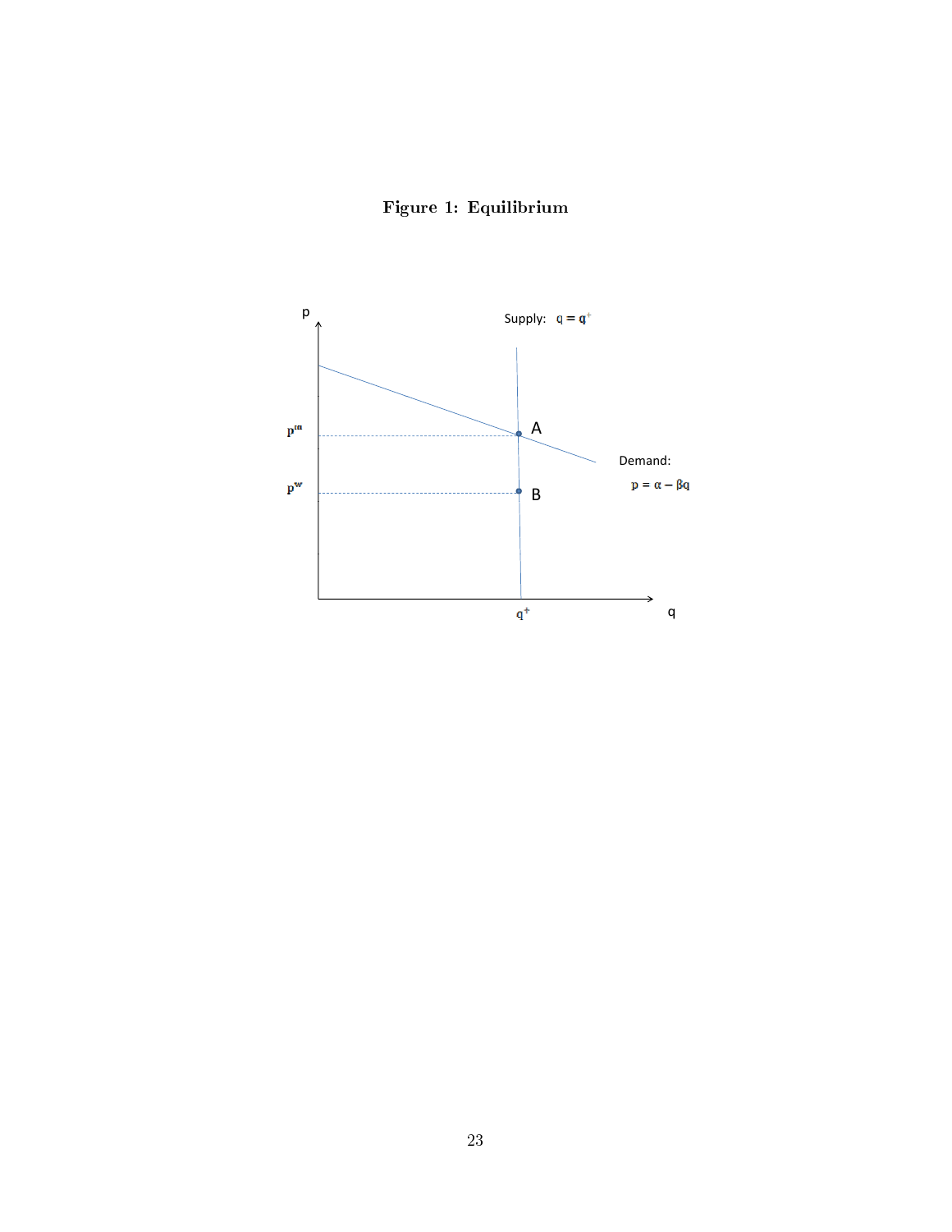**Figure 1: Equilibrium**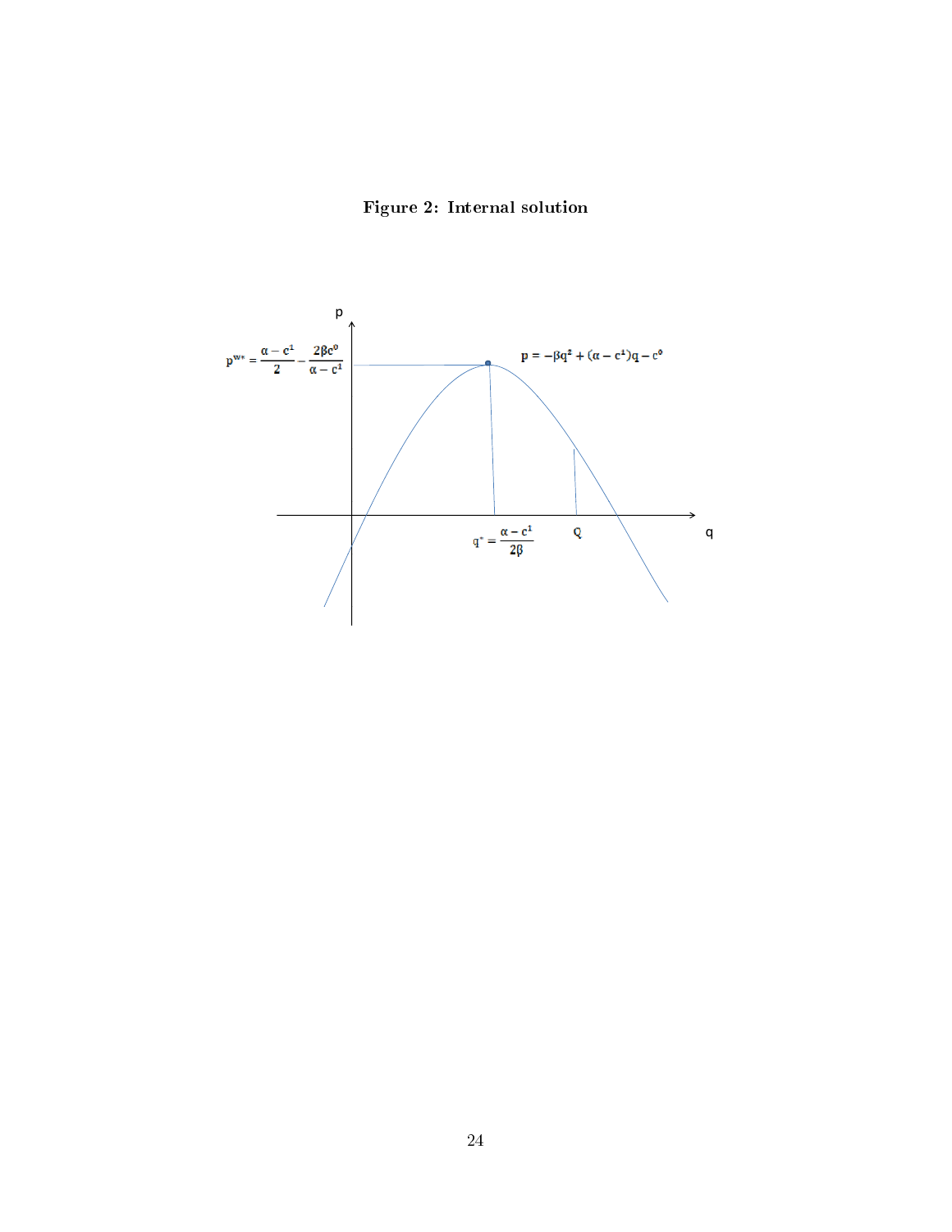**Figure 2: Internal solution**

$$p^{w*} = \frac{\alpha - c^1}{2} - \frac{2\beta c^0}{\alpha - c^1}$$

$$p = -\beta q^2 + (\alpha - c^1)q - c^0$$

$$q^* = \frac{\alpha - c^1}{2\beta}$$

Q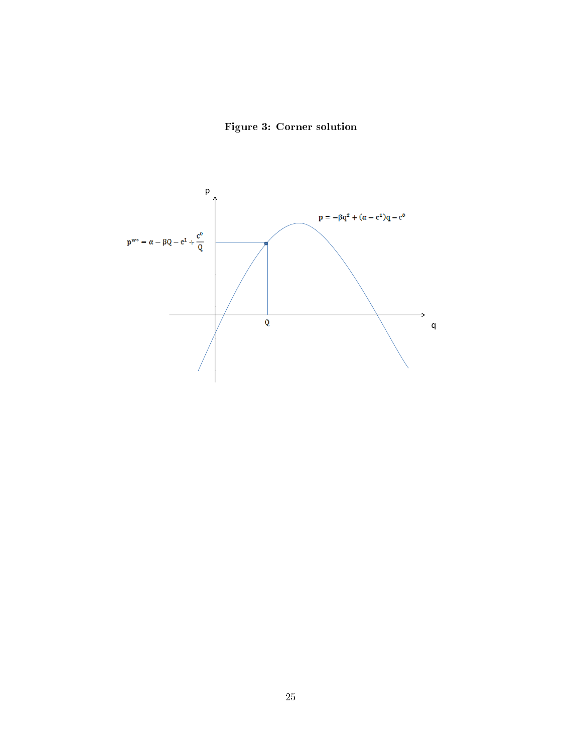**Figure 3: Corner solution**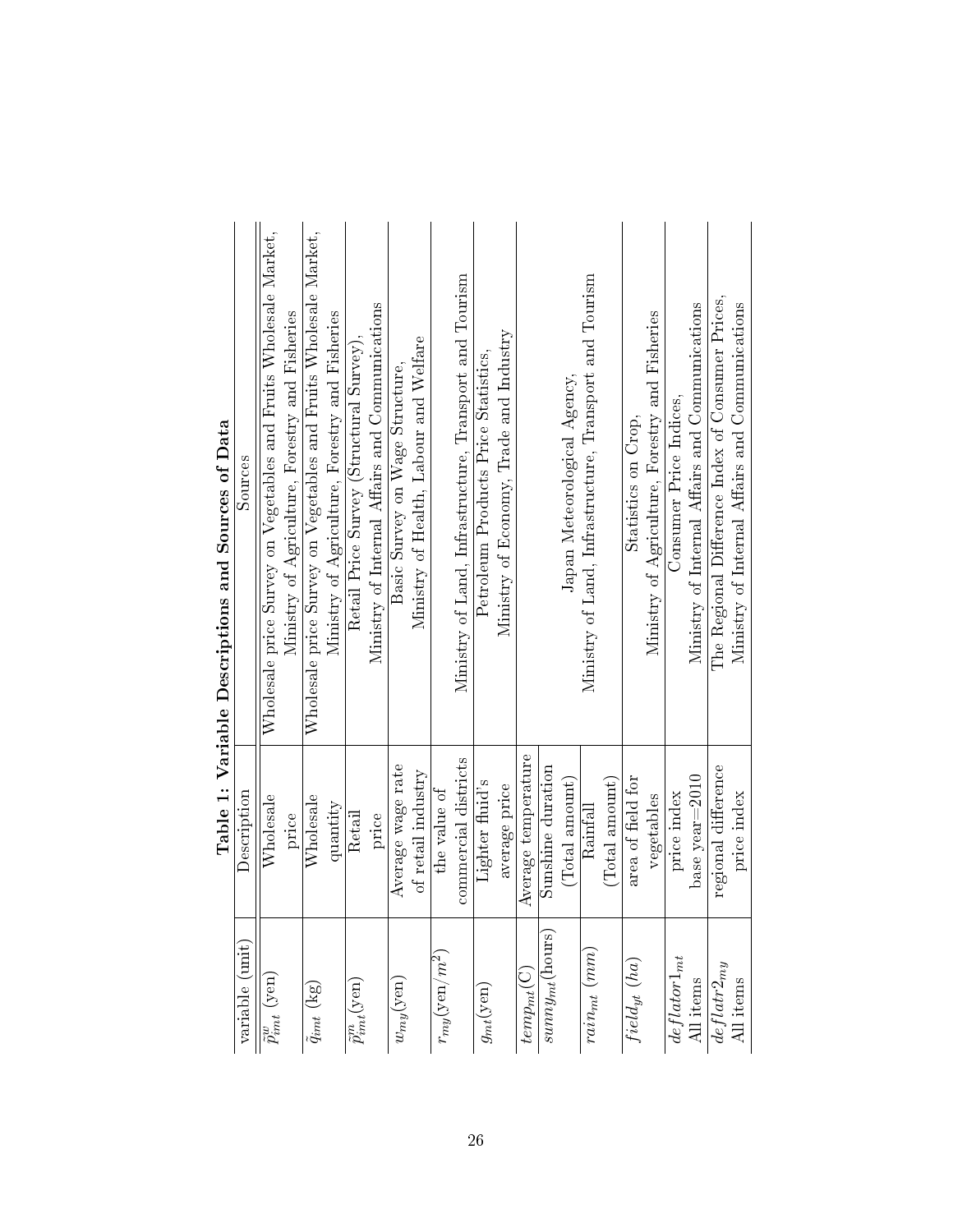**Table 1: Variable Descriptions and Sources of Data**

| variable (unit) | Description | Sources |
|---|---|---|
| $\tilde{p}^{w}_{imt}$ (yen) | Wholesale price | Wholesale price Survey on Vegetables and Fruits Wholesale Market, Ministry of Agriculture, Forestry and Fisheries |
| $\tilde{q}_{imt}$ (kg) | Wholesale quantity | Wholesale price Survey on Vegetables and Fruits Wholesale Market, Ministry of Agriculture, Forestry and Fisheries |
| $\tilde{p}^{m}_{imt}$(yen) | Retail price | Retail Price Survey (Structural Survey), Ministry of Internal Affairs and Communications |
| $w_{my}$(yen) | Average wage rate of retail industry | Basic Survey on Wage Structure, Ministry of Health, Labour and Welfare |
| $r_{my}$(yen/$m^2$) | the value of commercial districts | Ministry of Land, Infrastructure, Transport and Tourism |
| $g_{mt}$(yen) | Lighter fluid's average price | Petroleum Products Price Statistics, Ministry of Economy, Trade and Industry |
| $temp_{mt}$(C) | Average temperature | Japan Meteorological Agency, Ministry of Land, Infrastructure, Transport and Tourism |
| $sunny_{mt}$(hours) | Sunshine duration (Total amount) | Japan Meteorological Agency, Ministry of Land, Infrastructure, Transport and Tourism |
| $rain_{mt}$ ($mm$) | Rainfall (Total amount) | Japan Meteorological Agency, Ministry of Land, Infrastructure, Transport and Tourism |
| $field_{yt}$ ($ha$) | area of field for vegetables | Statistics on Crop, Ministry of Agriculture, Forestry and Fisheries |
| $deflator1_{mt}$ All items | price index base year=2010 | Consumer Price Indices, Ministry of Internal Affairs and Communications |
| $deflatr2_{my}$ All items | regional difference price index | The Regional Difference Index of Consumer Prices, Ministry of Internal Affairs and Communications |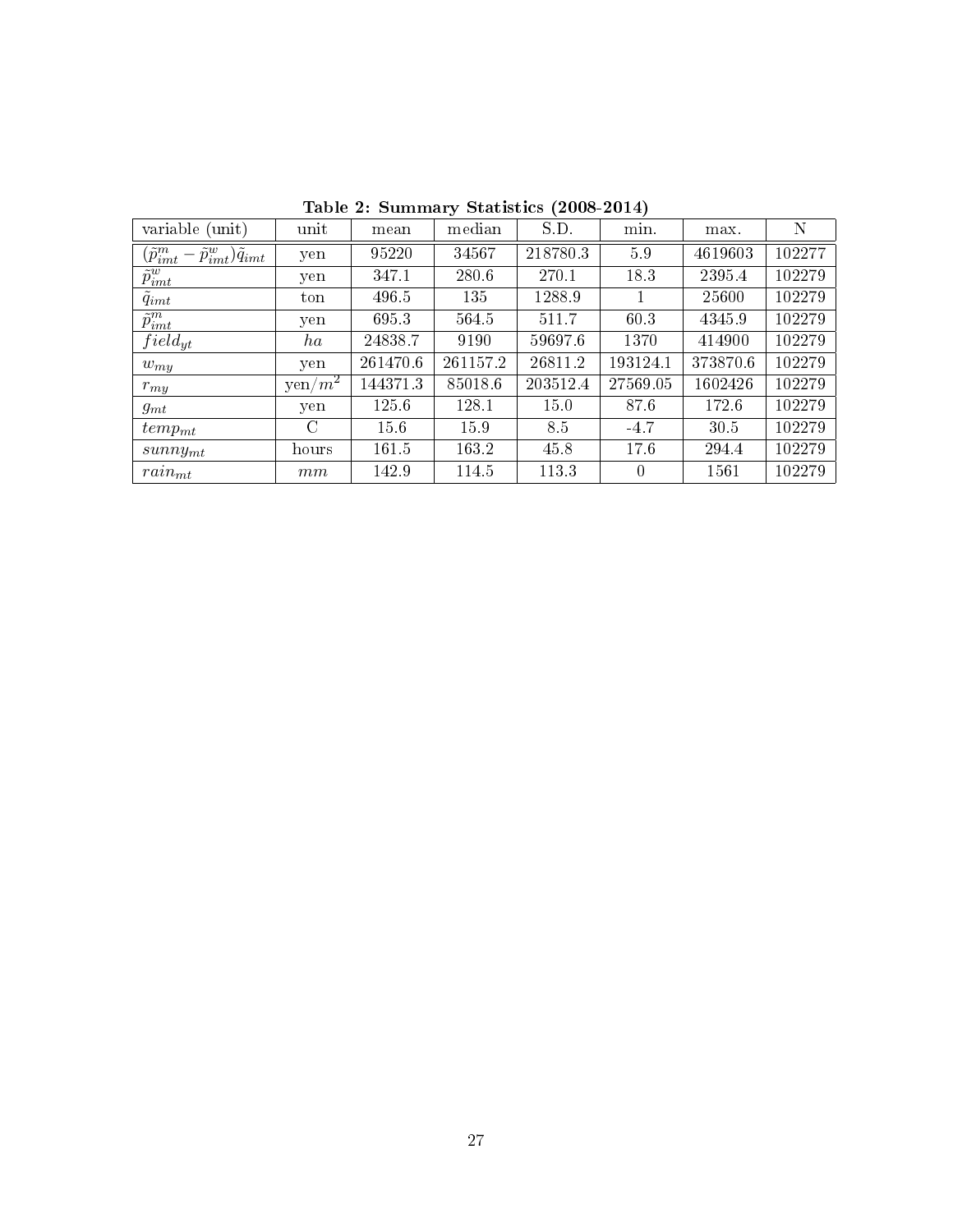**Table 2: Summary Statistics (2008-2014)**

| variable (unit) | unit | mean | median | S.D. | min. | max. | N |
|---|---|---|---|---|---|---|---|
| $(\tilde{p}^m_{imt} - \tilde{p}^w_{imt})\tilde{q}_{imt}$ | yen | 95220 | 34567 | 218780.3 | 5.9 | 4619603 | 102277 |
| $\tilde{p}^w_{imt}$ | yen | 347.1 | 280.6 | 270.1 | 18.3 | 2395.4 | 102279 |
| $\tilde{q}_{imt}$ | ton | 496.5 | 135 | 1288.9 | 1 | 25600 | 102279 |
| $\tilde{p}^m_{imt}$ | yen | 695.3 | 564.5 | 511.7 | 60.3 | 4345.9 | 102279 |
| $field_{yt}$ | $ha$ | 24838.7 | 9190 | 59697.6 | 1370 | 414900 | 102279 |
| $w_{my}$ | yen | 261470.6 | 261157.2 | 26811.2 | 193124.1 | 373870.6 | 102279 |
| $r_{my}$ | yen/$m^2$ | 144371.3 | 85018.6 | 203512.4 | 27569.05 | 1602426 | 102279 |
| $g_{mt}$ | yen | 125.6 | 128.1 | 15.0 | 87.6 | 172.6 | 102279 |
| $temp_{mt}$ | C | 15.6 | 15.9 | 8.5 | -4.7 | 30.5 | 102279 |
| $sunny_{mt}$ | hours | 161.5 | 163.2 | 45.8 | 17.6 | 294.4 | 102279 |
| $rain_{mt}$ | $mm$ | 142.9 | 114.5 | 113.3 | 0 | 1561 | 102279 |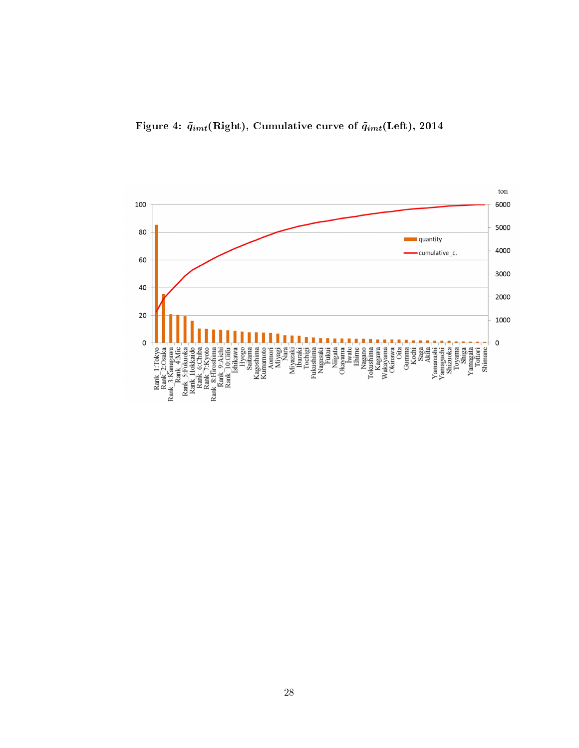**Figure 4: $\tilde{q}_{imt}$(Right), Cumulative curve of $\tilde{q}_{imt}$(Left), 2014**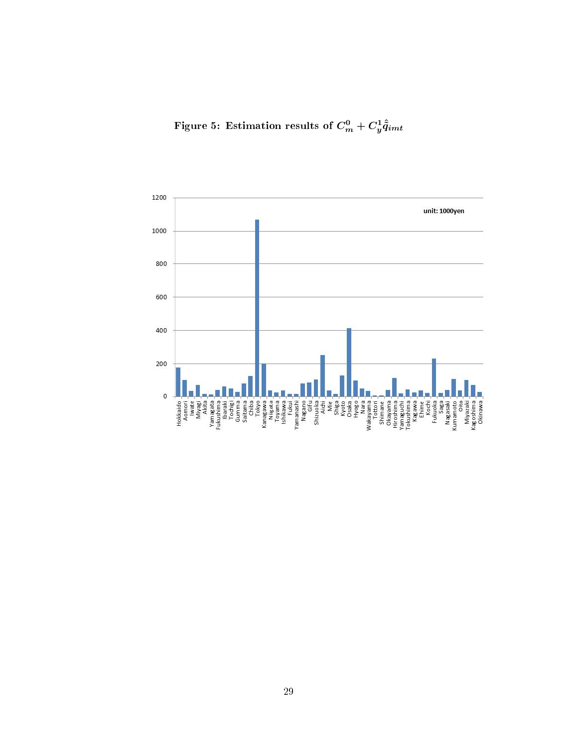**Figure 5: Estimation results of $C_m^0 + C_y^1 \hat{\hat{q}}_{imt}$**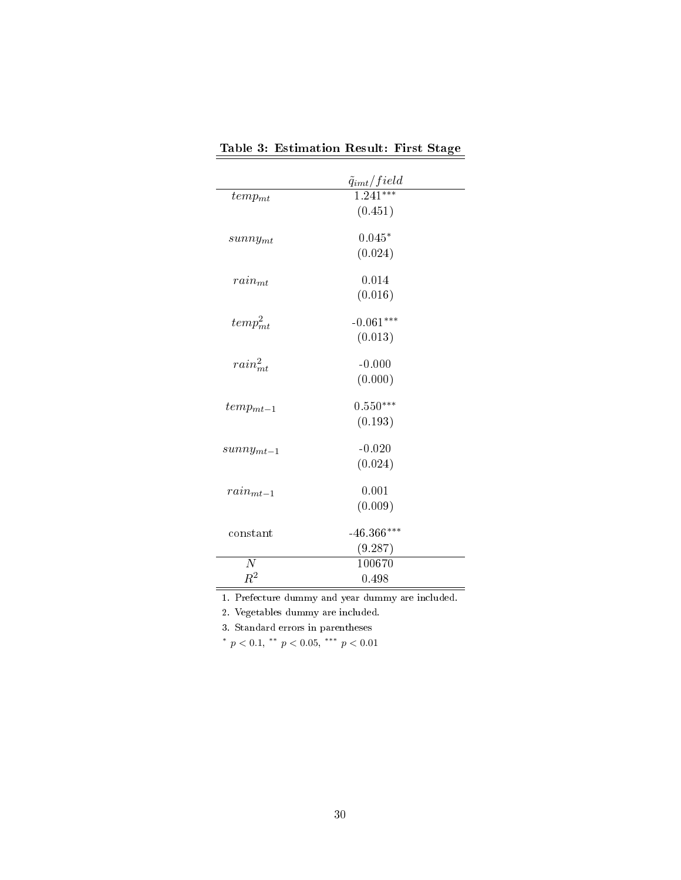**Table 3: Estimation Result: First Stage**

| | $\tilde{q}_{imt}/field$ |
|---|---|
| $temp_{mt}$ | $1.241^{***}$ |
| | (0.451) |
| $sunny_{mt}$ | $0.045^{*}$ |
| | (0.024) |
| $rain_{mt}$ | 0.014 |
| | (0.016) |
| $temp^2_{mt}$ | $-0.061^{***}$ |
| | (0.013) |
| $rain^2_{mt}$ | -0.000 |
| | (0.000) |
| $temp_{mt-1}$ | $0.550^{***}$ |
| | (0.193) |
| $sunny_{mt-1}$ | -0.020 |
| | (0.024) |
| $rain_{mt-1}$ | 0.001 |
| | (0.009) |
| constant | $-46.366^{***}$ |
| | (9.287) |
| $N$ | 100670 |
| $R^2$ | 0.498 |

1. Prefecture dummy and year dummy are included.

2. Vegetables dummy are included.

3. Standard errors in parentheses

$^{*}$ $p < 0.1$, $^{**}$ $p < 0.05$, $^{***}$ $p < 0.01$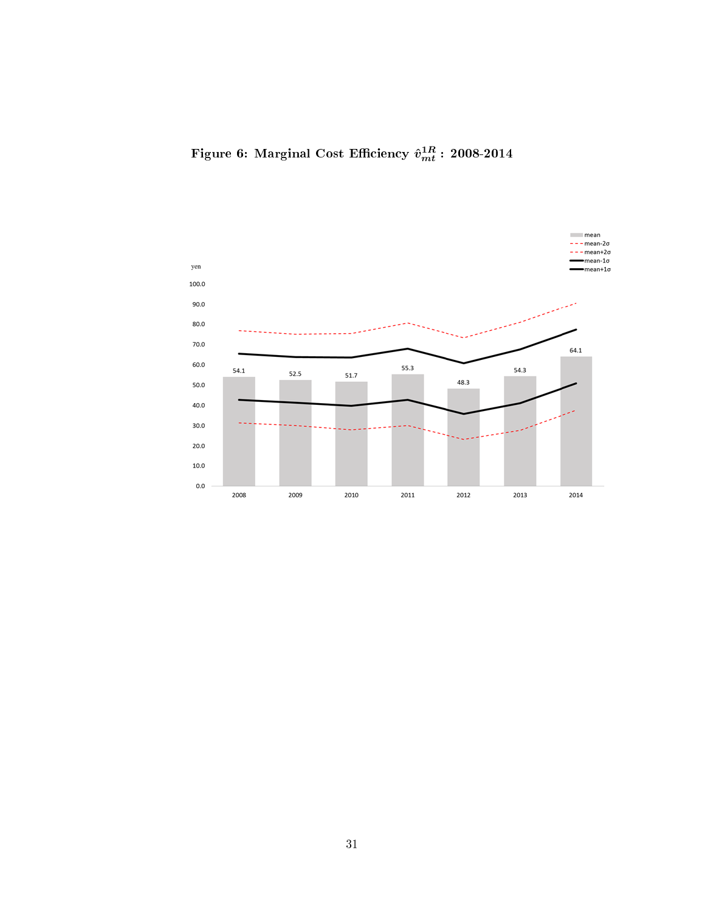**Figure 6: Marginal Cost Efficiency $\hat{v}^{1R}_{mt}$ : 2008-2014**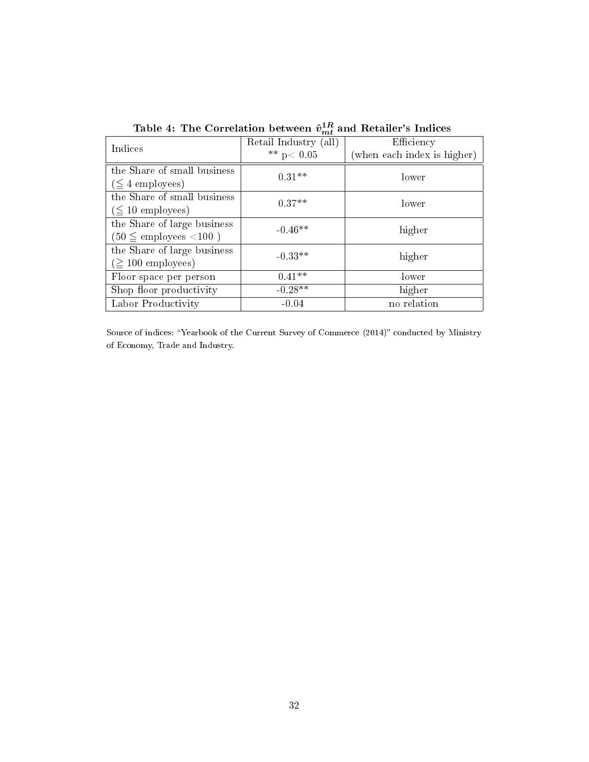**Table 4: The Correlation between $\hat{v}^{1R}_{mt}$ and Retailer's Indices**

| Indices | Retail Industry (all) ** $p < 0.05$ | Efficiency (when each index is higher) |
|---|---|---|
| the Share of small business ($\leqq$ 4 employees) | 0.31** | lower |
| the Share of small business ($\leqq$ 10 employees) | 0.37** | lower |
| the Share of large business (50 $\leqq$ employees $<$100 ) | -0.46** | higher |
| the Share of large business ($\geqq$ 100 employees) | -0.33** | higher |
| Floor space per person | 0.41** | lower |
| Shop floor productivity | -0.28** | higher |
| Labor Productivity | -0.04 | no relation |

Source of indices: "Yearbook of the Current Survey of Commerce (2014)" conducted by Ministry of Economy, Trade and Industry.